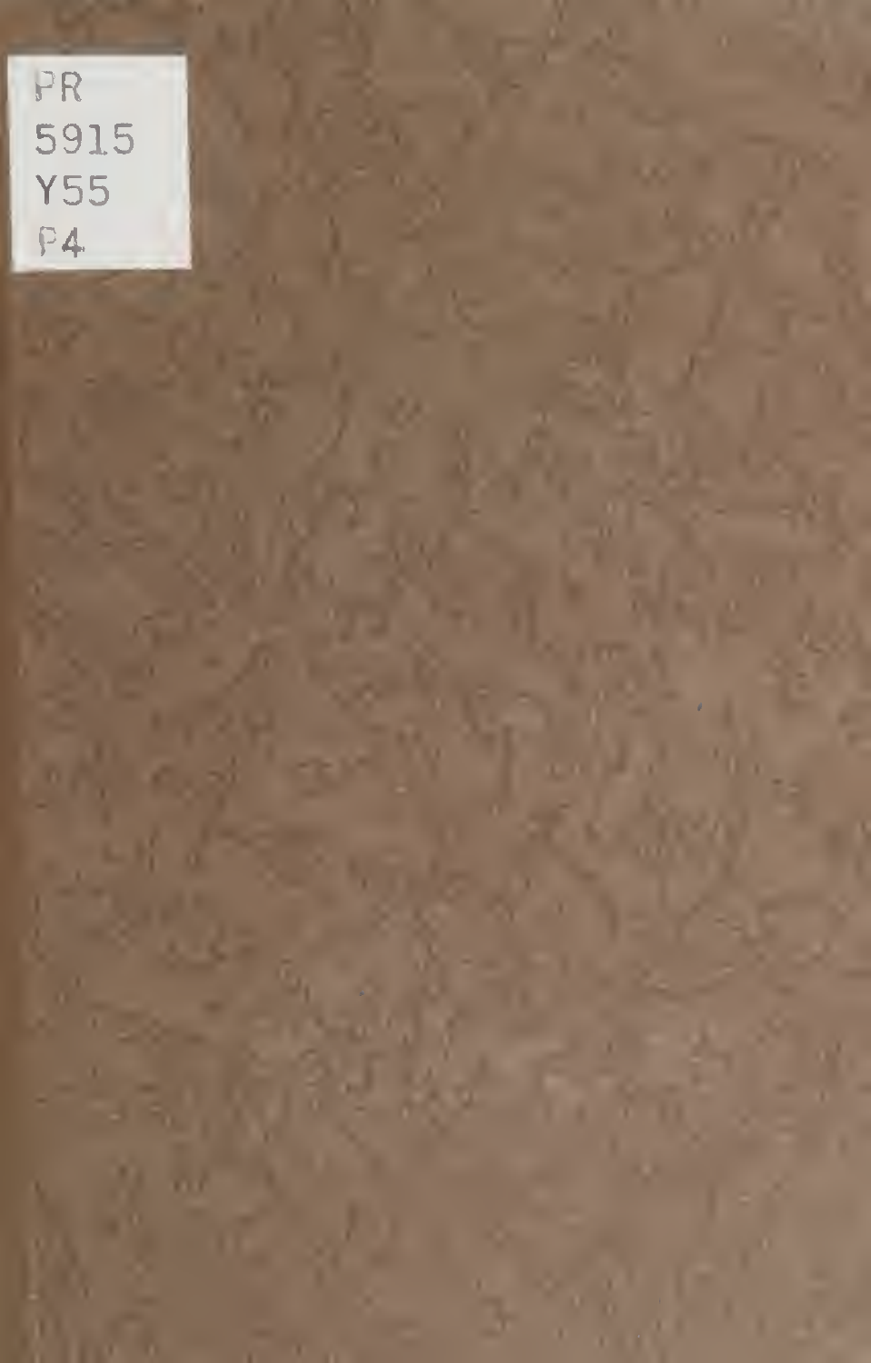PR
5915
Y55
P4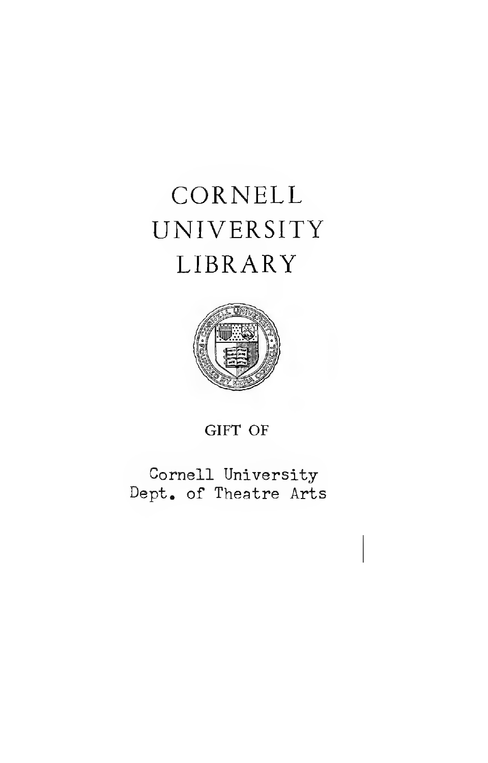# CORNELL UNIVERSITY LIBRARY

GIFT OF

Cornell University
Dept. of Theatre Arts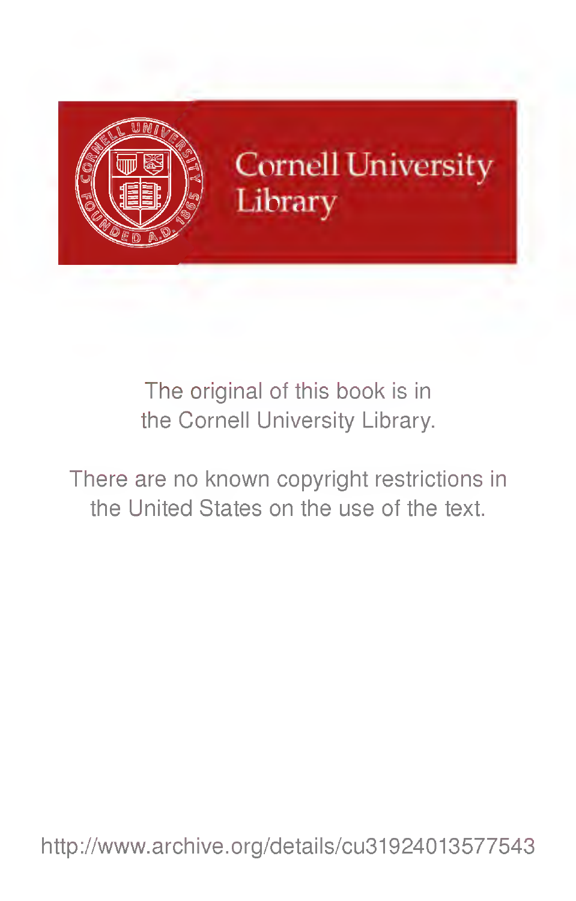Cornell University Library

The original of this book is in the Cornell University Library.

There are no known copyright restrictions in the United States on the use of the text.

http://www.archive.org/details/cu31924013577543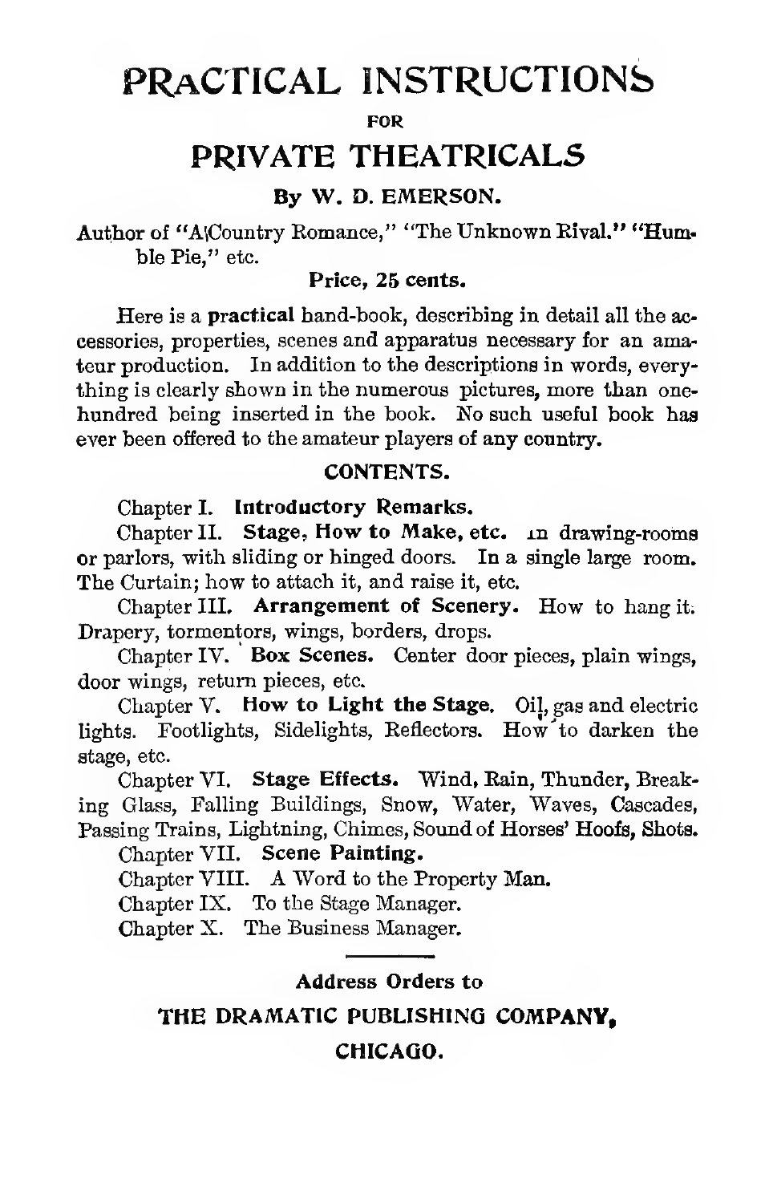# PRACTICAL INSTRUCTIONS

FOR

# PRIVATE THEATRICALS

**By W. D. EMERSON.**

Author of "A Country Romance," "The Unknown Rival." "Humble Pie," etc.

**Price, 25 cents.**

Here is a **practical** hand-book, describing in detail all the accessories, properties, scenes and apparatus necessary for an amateur production. In addition to the descriptions in words, everything is clearly shown in the numerous pictures, more than one-hundred being inserted in the book. No such useful book has ever been offered to the amateur players of any country.

**CONTENTS.**

Chapter I. **Introductory Remarks.**

Chapter II. **Stage, How to Make, etc.** In drawing-rooms or parlors, with sliding or hinged doors. In a single large room. The Curtain; how to attach it, and raise it, etc.

Chapter III. **Arrangement of Scenery.** How to hang it. Drapery, tormentors, wings, borders, drops.

Chapter IV. **Box Scenes.** Center door pieces, plain wings, door wings, return pieces, etc.

Chapter V. **How to Light the Stage.** Oil, gas and electric lights. Footlights, Sidelights, Reflectors. How to darken the stage, etc.

Chapter VI. **Stage Effects.** Wind, Rain, Thunder, Breaking Glass, Falling Buildings, Snow, Water, Waves, Cascades, Passing Trains, Lightning, Chimes, Sound of Horses' Hoofs, Shots.

Chapter VII. **Scene Painting.**

Chapter VIII. A Word to the Property Man.

Chapter IX. To the Stage Manager.

Chapter X. The Business Manager.

---

**Address Orders to**

**THE DRAMATIC PUBLISHING COMPANY,**

**CHICAGO.**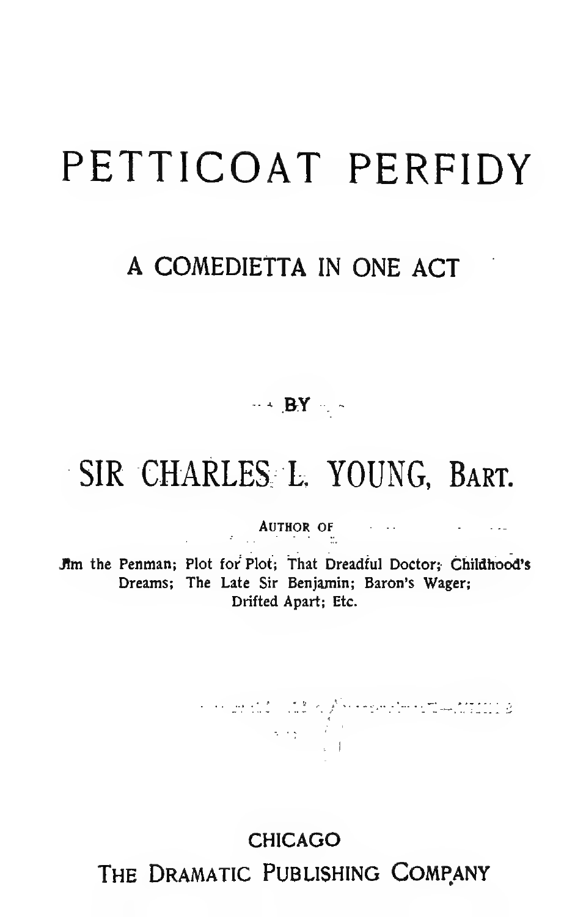# PETTICOAT PERFIDY

## A COMEDIETTA IN ONE ACT

BY

## SIR CHARLES L. YOUNG, BART.

AUTHOR OF

Jim the Penman; Plot for Plot; That Dreadful Doctor; Childhood's Dreams; The Late Sir Benjamin; Baron's Wager; Drifted Apart; Etc.

CHICAGO

THE DRAMATIC PUBLISHING COMPANY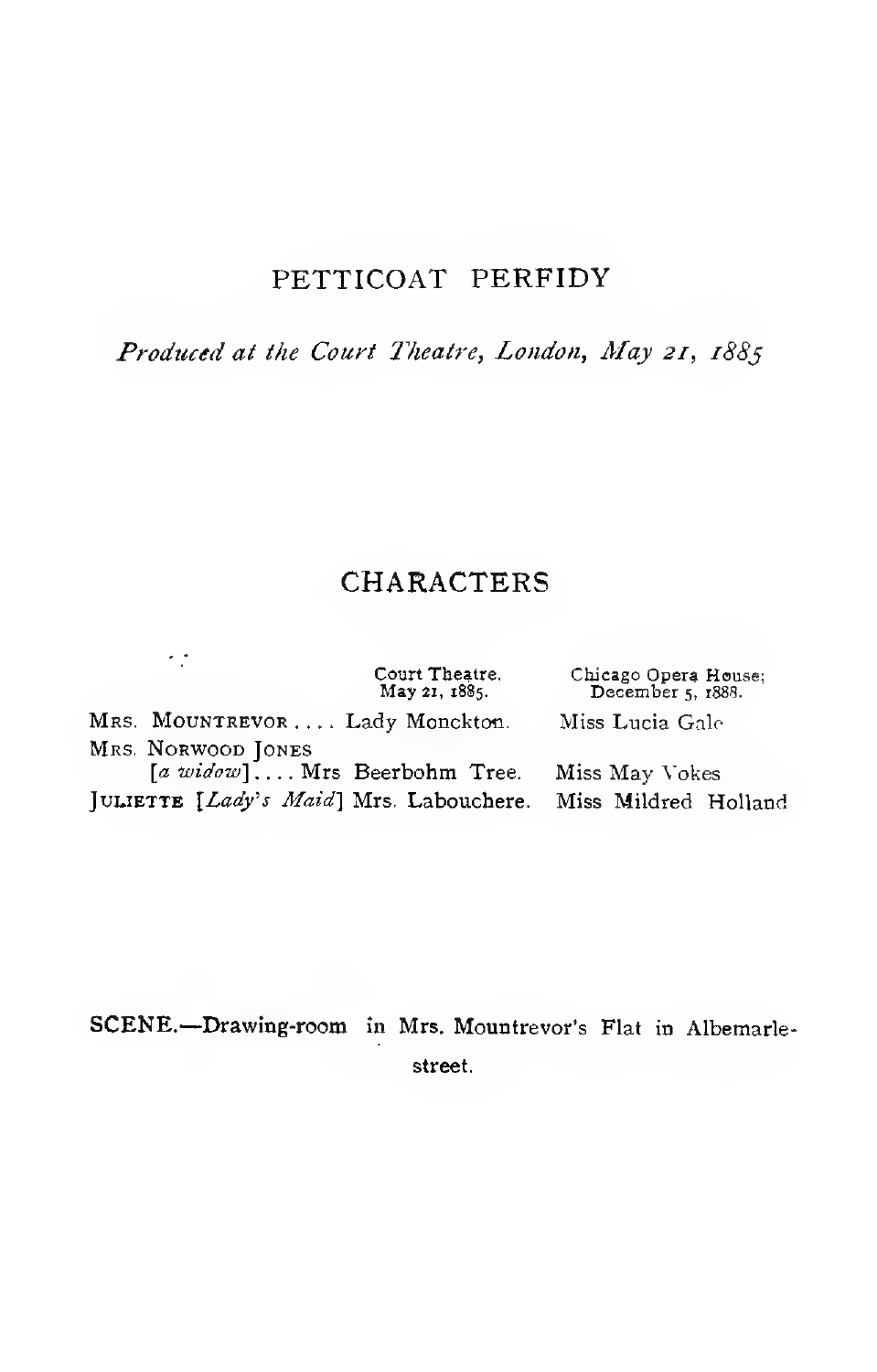# PETTICOAT PERFIDY

*Produced at the Court Theatre, London, May 21, 1885*

## CHARACTERS

| | Court Theatre. May 21, 1885. | Chicago Opera House; December 5, 1888. |
|---|---|---|
| MRS. MOUNTREVOR .... | Lady Monckton. | Miss Lucia Gale |
| MRS. NORWOOD JONES [*a widow*] .... | Mrs Beerbohm Tree. | Miss May Vokes |
| JULIETTE [*Lady's Maid*] | Mrs. Labouchere. | Miss Mildred Holland |

**SCENE.**—Drawing-room in Mrs. Mountrevor's Flat in Albemarle-street.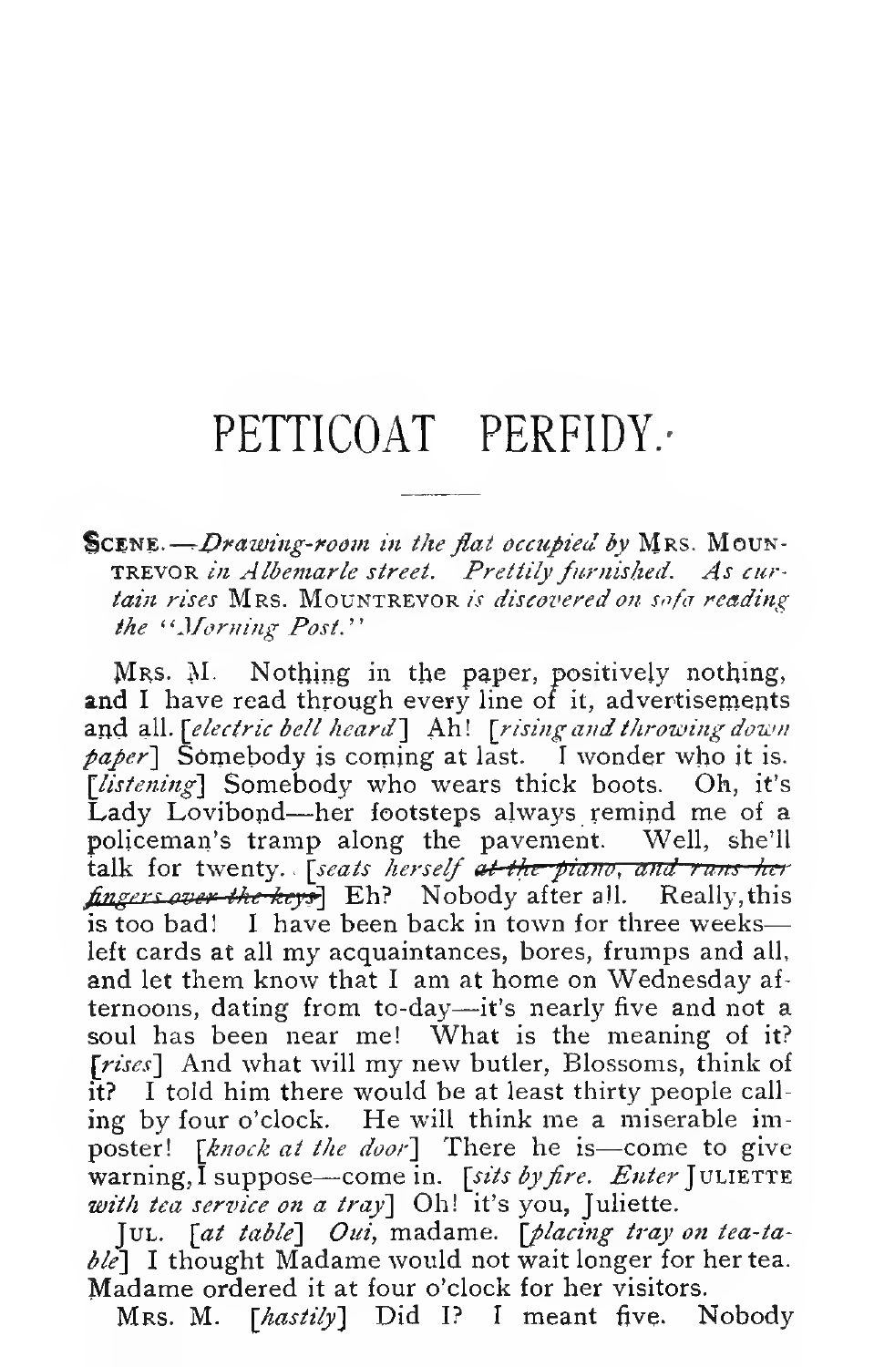# PETTICOAT PERFIDY.

SCENE.—*Drawing-room in the flat occupied by* MRS. MOUNTREVOR *in Albemarle street. Prettily furnished. As curtain rises* MRS. MOUNTREVOR *is discovered on sofa reading the "Morning Post."*

MRS. M. Nothing in the paper, positively nothing, and I have read through every line of it, advertisements and all. [*electric bell heard*] Ah! [*rising and throwing down paper*] Somebody is coming at last. I wonder who it is. [*listening*] Somebody who wears thick boots. Oh, it's Lady Lovibond—her footsteps always remind me of a policeman's tramp along the pavement. Well, she'll talk for twenty. [*seats herself ~~at the piano, and runs her fingers over the keys~~*] Eh? Nobody after all. Really, this is too bad! I have been back in town for three weeks—left cards at all my acquaintances, bores, frumps and all, and let them know that I am at home on Wednesday afternoons, dating from to-day—it's nearly five and not a soul has been near me! What is the meaning of it? [*rises*] And what will my new butler, Blossoms, think of it? I told him there would be at least thirty people calling by four o'clock. He will think me a miserable imposter! [*knock at the door*] There he is—come to give warning, I suppose—come in. [*sits by fire. Enter* JULIETTE *with tea service on a tray*] Oh! it's you, Juliette.

JUL. [*at table*] *Oui*, madame. [*placing tray on tea-table*] I thought Madame would not wait longer for her tea. Madame ordered it at four o'clock for her visitors.

MRS. M. [*hastily*] Did I? I meant five. Nobody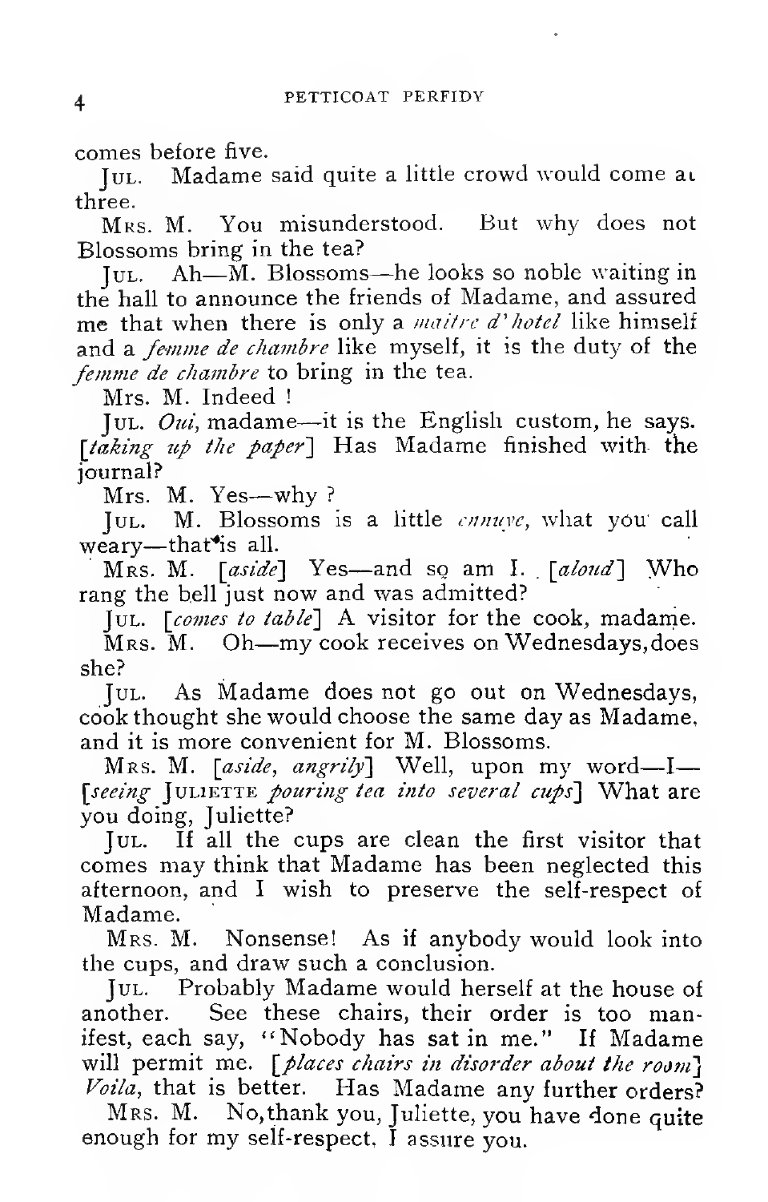comes before five.

JUL. Madame said quite a little crowd would come at three.

MRS. M. You misunderstood. But why does not Blossoms bring in the tea?

JUL. Ah—M. Blossoms—he looks so noble waiting in the hall to announce the friends of Madame, and assured me that when there is only a *maitre d'hotel* like himself and a *femme de chambre* like myself, it is the duty of the *femme de chambre* to bring in the tea.

MRS. M. Indeed!

JUL. *Oui*, madame—it is the English custom, he says. [*taking up the paper*] Has Madame finished with the journal?

MRS. M. Yes—why?

JUL. M. Blossoms is a little *ennuye*, what you call weary—that is all.

MRS. M. [*aside*] Yes—and so am I. [*aloud*] Who rang the bell just now and was admitted?

JUL. [*comes to table*] A visitor for the cook, madame.

MRS. M. Oh—my cook receives on Wednesdays, does she?

JUL. As Madame does not go out on Wednesdays, cook thought she would choose the same day as Madame, and it is more convenient for M. Blossoms.

MRS. M. [*aside, angrily*] Well, upon my word—I— [*seeing* JULIETTE *pouring tea into several cups*] What are you doing, Juliette?

JUL. If all the cups are clean the first visitor that comes may think that Madame has been neglected this afternoon, and I wish to preserve the self-respect of Madame.

MRS. M. Nonsense! As if anybody would look into the cups, and draw such a conclusion.

JUL. Probably Madame would herself at the house of another. See these chairs, their order is too manifest, each say, "Nobody has sat in me." If Madame will permit me. [*places chairs in disorder about the room*] *Voila*, that is better. Has Madame any further orders?

MRS. M. No, thank you, Juliette, you have done quite enough for my self-respect, I assure you.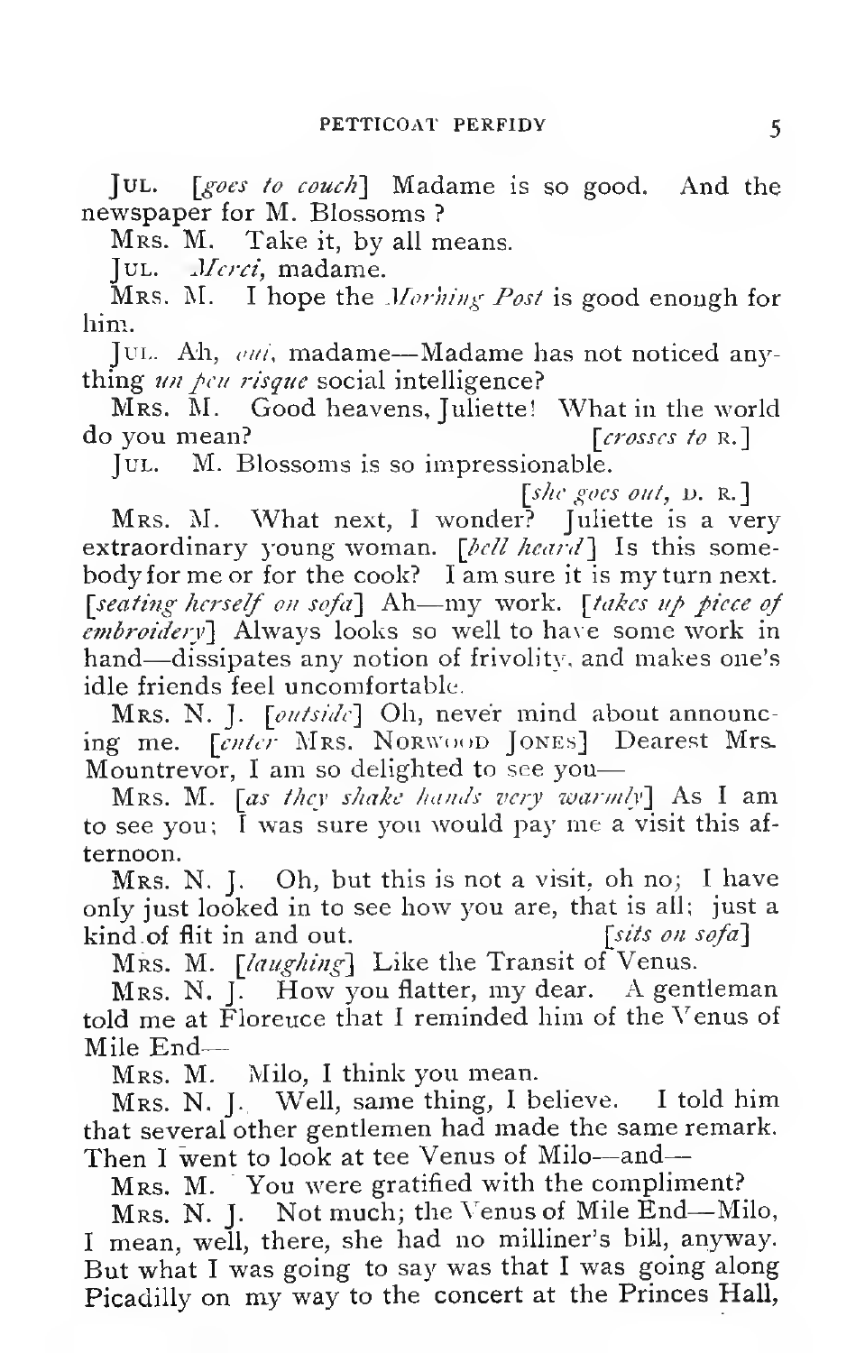JUL. [*goes to couch*] Madame is so good. And the newspaper for M. Blossoms?

MRS. M. Take it, by all means.

JUL. *Merci*, madame.

MRS. M. I hope the *Morning Post* is good enough for him.

JUL. Ah, *oui*, madame—Madame has not noticed anything *un peu risque* social intelligence?

MRS. M. Good heavens, Juliette! What in the world do you mean? [*crosses to* R.]

JUL. M. Blossoms is so impressionable.

[*she goes out*, D. R.]

MRS. M. What next, I wonder? Juliette is a very extraordinary young woman. [*bell heard*] Is this somebody for me or for the cook? I am sure it is my turn next. [*seating herself on sofa*] Ah—my work. [*takes up piece of embroidery*] Always looks so well to have some work in hand—dissipates any notion of frivolity, and makes one's idle friends feel uncomfortable.

MRS. N. J. [*outside*] Oh, never mind about announcing me. [*enter* MRS. NORWOOD JONES] Dearest Mrs. Mountrevor, I am so delighted to see you—

MRS. M. [*as they shake hands very warmly*] As I am to see you; I was sure you would pay me a visit this afternoon.

MRS. N. J. Oh, but this is not a visit, oh no; I have only just looked in to see how you are, that is all; just a kind of flit in and out. [*sits on sofa*]

MRS. M. [*laughing*] Like the Transit of Venus.

MRS. N. J. How you flatter, my dear. A gentleman told me at Florence that I reminded him of the Venus of Mile End—

MRS. M. Milo, I think you mean.

MRS. N. J. Well, same thing, I believe. I told him that several other gentlemen had made the same remark. Then I went to look at tee Venus of Milo—and—

MRS. M. You were gratified with the compliment?

MRS. N. J. Not much; the Venus of Mile End—Milo, I mean, well, there, she had no milliner's bill, anyway. But what I was going to say was that I was going along Picadilly on my way to the concert at the Princes Hall,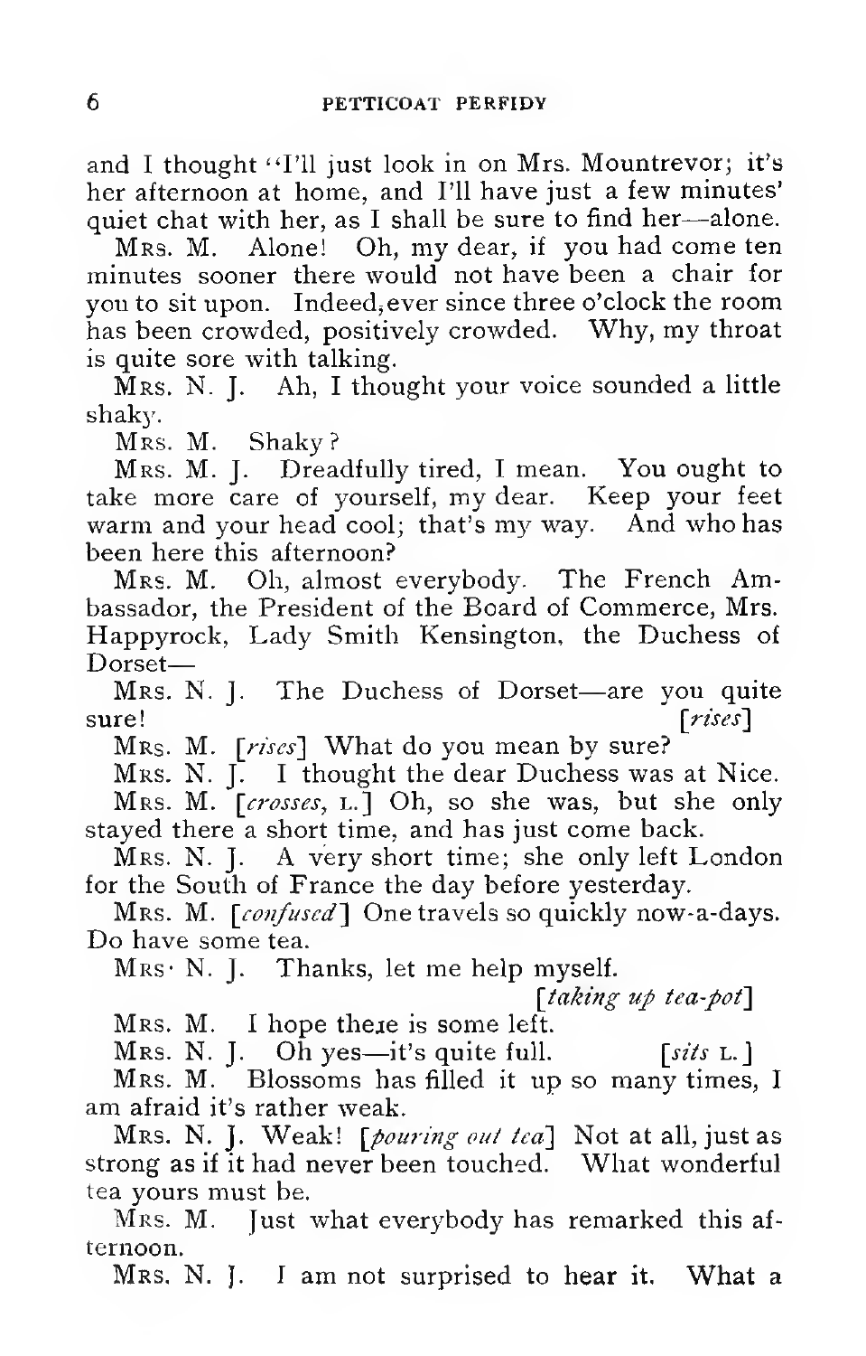and I thought "I'll just look in on Mrs. Mountrevor; it's her afternoon at home, and I'll have just a few minutes' quiet chat with her, as I shall be sure to find her—alone.

MRS. M. Alone! Oh, my dear, if you had come ten minutes sooner there would not have been a chair for you to sit upon. Indeed, ever since three o'clock the room has been crowded, positively crowded. Why, my throat is quite sore with talking.

MRS. N. J. Ah, I thought your voice sounded a little shaky.

MRS. M. Shaky?

MRS. M. J. Dreadfully tired, I mean. You ought to take more care of yourself, my dear. Keep your feet warm and your head cool; that's my way. And who has been here this afternoon?

MRS. M. Oh, almost everybody. The French Ambassador, the President of the Board of Commerce, Mrs. Happyrock, Lady Smith Kensington, the Duchess of Dorset—

MRS. N. J. The Duchess of Dorset—are you quite sure! *[rises]*

MRS. M. *[rises]* What do you mean by sure?

MRS. N. J. I thought the dear Duchess was at Nice.

MRS. M. *[crosses, L.]* Oh, so she was, but she only stayed there a short time, and has just come back.

MRS. N. J. A very short time; she only left London for the South of France the day before yesterday.

MRS. M. *[confused]* One travels so quickly now-a-days. Do have some tea.

MRS. N. J. Thanks, let me help myself. *[taking up tea-pot]*

MRS. M. I hope there is some left.

MRS. N. J. Oh yes—it's quite full. *[sits L.]*

MRS. M. Blossoms has filled it up so many times, I am afraid it's rather weak.

MRS. N. J. Weak! *[pouring out tea]* Not at all, just as strong as if it had never been touched. What wonderful tea yours must be.

MRS. M. Just what everybody has remarked this afternoon.

MRS. N. J. I am not surprised to hear it. What a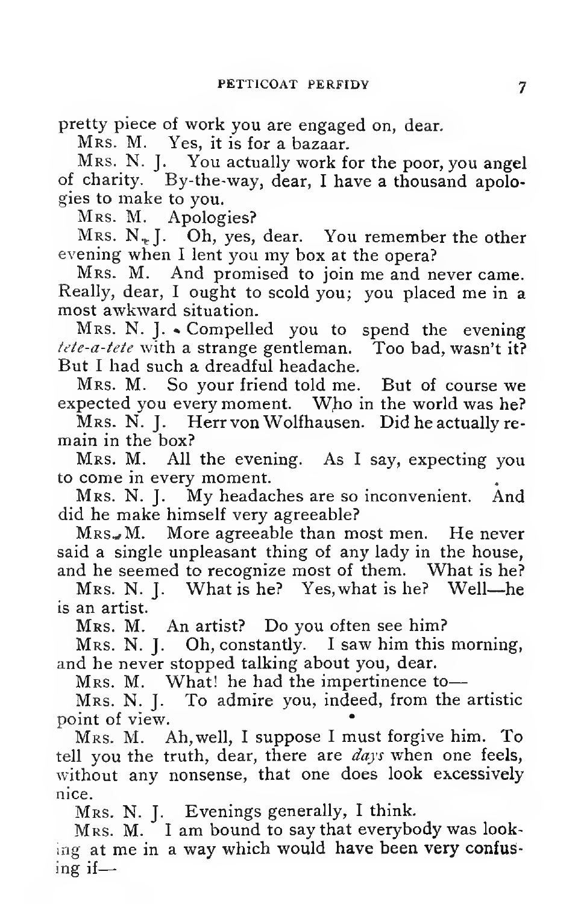pretty piece of work you are engaged on, dear.

MRS. M. Yes, it is for a bazaar.

MRS. N. J. You actually work for the poor, you angel of charity. By-the-way, dear, I have a thousand apologies to make to you.

MRS. M. Apologies?

MRS. N. J. Oh, yes, dear. You remember the other evening when I lent you my box at the opera?

MRS. M. And promised to join me and never came. Really, dear, I ought to scold you; you placed me in a most awkward situation.

MRS. N. J. Compelled you to spend the evening *tete-a-tete* with a strange gentleman. Too bad, wasn't it? But I had such a dreadful headache.

MRS. M. So your friend told me. But of course we expected you every moment. Who in the world was he?

MRS. N. J. Herr von Wolfhausen. Did he actually remain in the box?

MRS. M. All the evening. As I say, expecting you to come in every moment.

MRS. N. J. My headaches are so inconvenient. And did he make himself very agreeable?

MRS. M. More agreeable than most men. He never said a single unpleasant thing of any lady in the house, and he seemed to recognize most of them. What is he?

MRS. N. J. What is he? Yes, what is he? Well—he is an artist.

MRS. M. An artist? Do you often see him?

MRS. N. J. Oh, constantly. I saw him this morning, and he never stopped talking about you, dear.

MRS. M. What! he had the impertinence to—

MRS. N. J. To admire you, indeed, from the artistic point of view.

MRS. M. Ah, well, I suppose I must forgive him. To tell you the truth, dear, there are *days* when one feels, without any nonsense, that one does look excessively nice.

MRS. N. J. Evenings generally, I think.

MRS. M. I am bound to say that everybody was looking at me in a way which would have been very confusing if—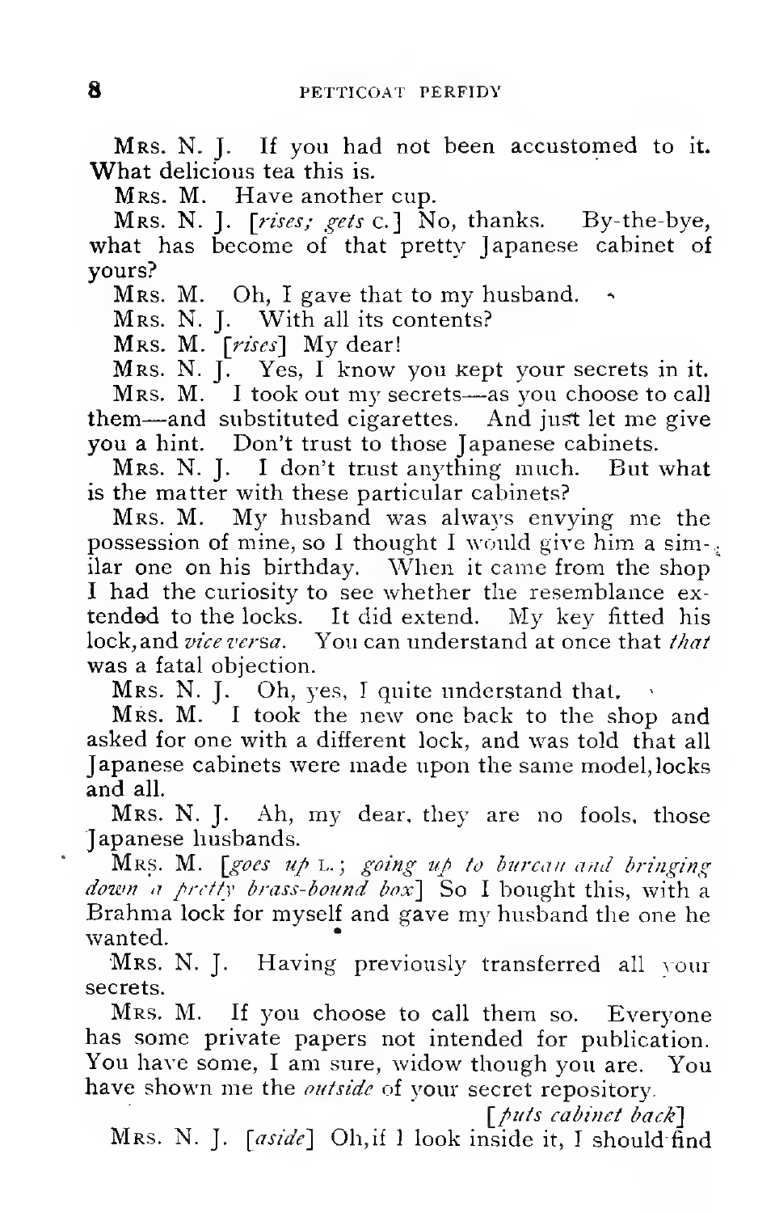MRS. N. J. If you had not been accustomed to it. What delicious tea this is.

MRS. M. Have another cup.

MRS. N. J. [*rises; gets* C.] No, thanks. By-the-bye, what has become of that pretty Japanese cabinet of yours?

MRS. M. Oh, I gave that to my husband.

MRS. N. J. With all its contents?

MRS. M. [*rises*] My dear!

MRS. N. J. Yes, I know you kept your secrets in it.

MRS. M. I took out my secrets—as you choose to call them—and substituted cigarettes. And just let me give you a hint. Don't trust to those Japanese cabinets.

MRS. N. J. I don't trust anything much. But what is the matter with these particular cabinets?

MRS. M. My husband was always envying me the possession of mine, so I thought I would give him a similar one on his birthday. When it came from the shop I had the curiosity to see whether the resemblance extended to the locks. It did extend. My key fitted his lock, and *vice versa*. You can understand at once that *that* was a fatal objection.

MRS. N. J. Oh, yes, I quite understand that.

MRS. M. I took the new one back to the shop and asked for one with a different lock, and was told that all Japanese cabinets were made upon the same model, locks and all.

MRS. N. J. Ah, my dear, they are no fools, those Japanese husbands.

MRS. M. [*goes up* L.; *going up to bureau and bringing down a pretty brass-bound box*] So I bought this, with a Brahma lock for myself and gave my husband the one he wanted.

MRS. N. J. Having previously transferred all your secrets.

MRS. M. If you choose to call them so. Everyone has some private papers not intended for publication. You have some, I am sure, widow though you are. You have shown me the *outside* of your secret repository.

[*puts cabinet back*]

MRS. N. J. [*aside*] Oh, if I look inside it, I should find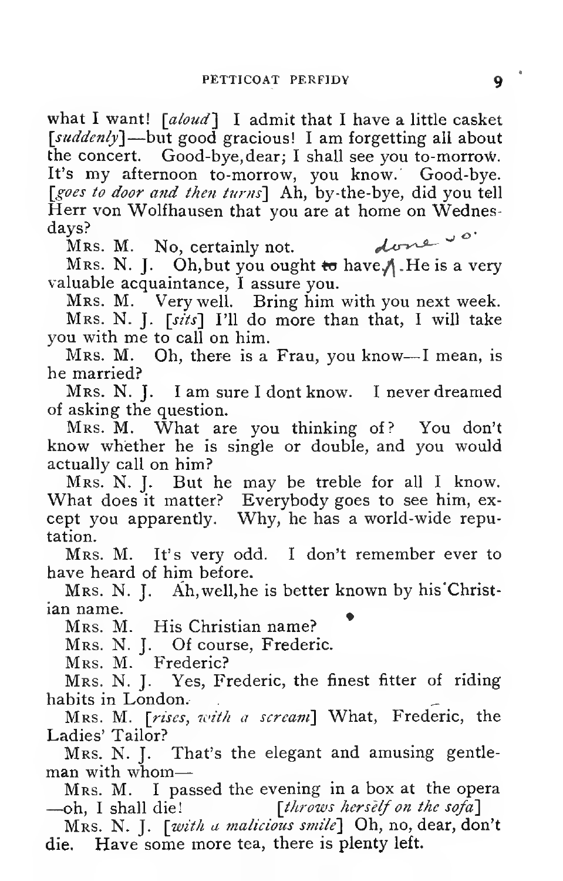what I want! [*aloud*] I admit that I have a little casket [*suddenly*]—but good gracious! I am forgetting all about the concert. Good-bye, dear; I shall see you to-morrow. It's my afternoon to-morrow, you know. Good-bye. [*goes to door and then turns*] Ah, by-the-bye, did you tell Herr von Wolfhausen that you are at home on Wednesdays?

MRS. M. No, certainly not. done so.

MRS. N. J. Oh, but you ought to have. He is a very valuable acquaintance, I assure you.

MRS. M. Very well. Bring him with you next week.

MRS. N. J. [*sits*] I'll do more than that, I will take you with me to call on him.

MRS. M. Oh, there is a Frau, you know—I mean, is he married?

MRS. N. J. I am sure I dont know. I never dreamed of asking the question.

MRS. M. What are you thinking of? You don't know whether he is single or double, and you would actually call on him?

MRS. N. J. But he may be treble for all I know. What does it matter? Everybody goes to see him, except you apparently. Why, he has a world-wide reputation.

MRS. M. It's very odd. I don't remember ever to have heard of him before.

MRS. N. J. Ah, well, he is better known by his Christian name.

MRS. M. His Christian name?

MRS. N. J. Of course, Frederic.

MRS. M. Frederic?

MRS. N. J. Yes, Frederic, the finest fitter of riding habits in London.

MRS. M. [*rises, with a scream*] What, Frederic, the Ladies' Tailor?

MRS. N. J. That's the elegant and amusing gentleman with whom—

MRS. M. I passed the evening in a box at the opera—oh, I shall die! [*throws herself on the sofa*]

MRS. N. J. [*with a malicious smile*] Oh, no, dear, don't die. Have some more tea, there is plenty left.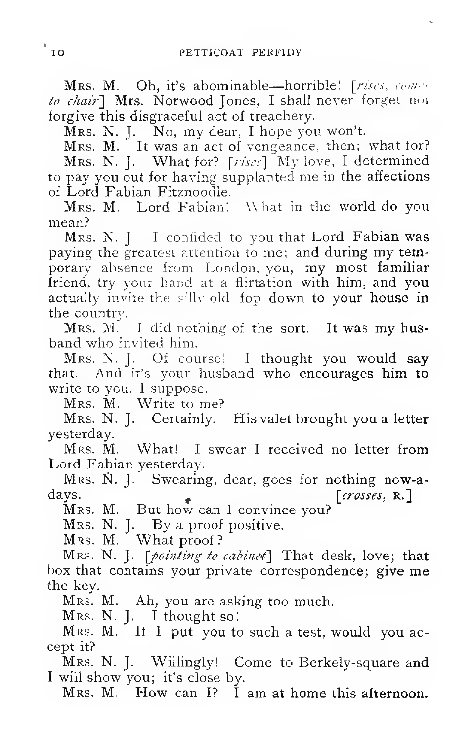MRS. M. Oh, it's abominable—horrible! [*rises, comes to chair*] Mrs. Norwood Jones, I shall never forget nor forgive this disgraceful act of treachery.

MRS. N. J. No, my dear, I hope you won't.

MRS. M. It was an act of vengeance, then; what for?

MRS. N. J. What for? [*rises*] My love, I determined to pay you out for having supplanted me in the affections of Lord Fabian Fitznoodle.

MRS. M. Lord Fabian! What in the world do you mean?

MRS. N. J. I confided to you that Lord Fabian was paying the greatest attention to me; and during my temporary absence from London, you, my most familiar friend, try your hand at a flirtation with him, and you actually invite the silly old fop down to your house in the country.

MRS. M. I did nothing of the sort. It was my husband who invited him.

MRS. N. J. Of course! I thought you would say that. And it's your husband who encourages him to write to you, I suppose.

MRS. M. Write to me?

MRS. N. J. Certainly. His valet brought you a letter yesterday.

MRS. M. What! I swear I received no letter from Lord Fabian yesterday.

MRS. N. J. Swearing, dear, goes for nothing now-a-days. [*crosses,* R.]

MRS. M. But how can I convince you?

MRS. N. J. By a proof positive.

MRS. M. What proof?

MRS. N. J. [*pointing to cabinet*] That desk, love; that box that contains your private correspondence; give me the key.

MRS. M. Ah, you are asking too much.

MRS. N. J. I thought so!

MRS. M. If I put you to such a test, would you accept it?

MRS. N. J. Willingly! Come to Berkely-square and I will show you; it's close by.

MRS. M. How can I? I am at home this afternoon.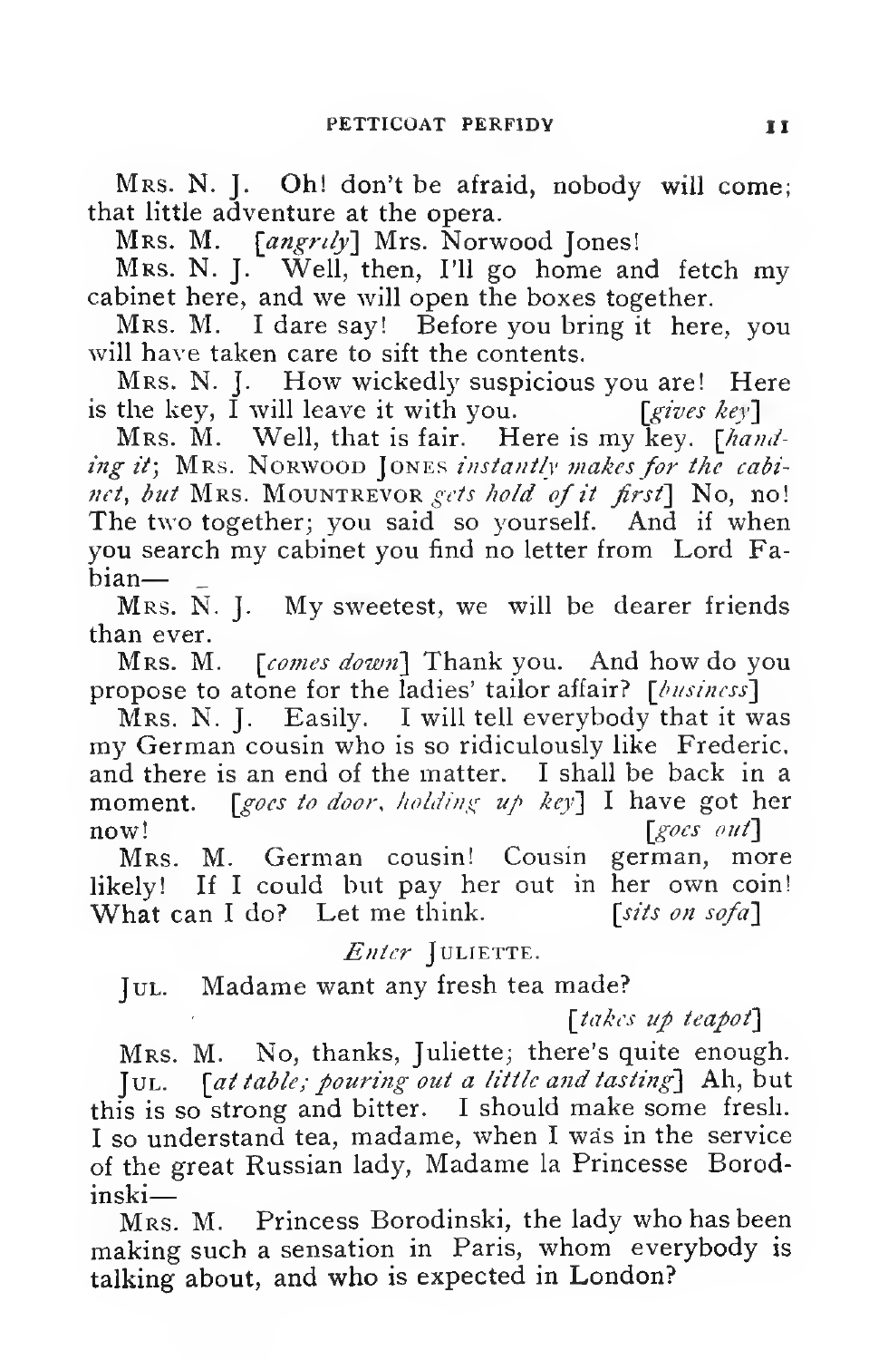MRS. N. J. Oh! don't be afraid, nobody will come; that little adventure at the opera.

MRS. M. [*angrily*] Mrs. Norwood Jones!

MRS. N. J. Well, then, I'll go home and fetch my cabinet here, and we will open the boxes together.

MRS. M. I dare say! Before you bring it here, you will have taken care to sift the contents.

MRS. N. J. How wickedly suspicious you are! Here is the key, I will leave it with you. [*gives key*]

MRS. M. Well, that is fair. Here is my key. [*handing it*; MRS. NORWOOD JONES *instantly makes for the cabinet, but* MRS. MOUNTREVOR *gets hold of it first*] No, no! The two together; you said so yourself. And if when you search my cabinet you find no letter from Lord Fabian—

MRS. N. J. My sweetest, we will be dearer friends than ever.

MRS. M. [*comes down*] Thank you. And how do you propose to atone for the ladies' tailor affair? [*business*]

MRS. N. J. Easily. I will tell everybody that it was my German cousin who is so ridiculously like Frederic, and there is an end of the matter. I shall be back in a moment. [*goes to door, holding up key*] I have got her now! [*goes out*]

MRS. M. German cousin! Cousin german, more likely! If I could but pay her out in her own coin! What can I do? Let me think. [*sits on sofa*]

*Enter* JULIETTE.

JUL. Madame want any fresh tea made? [*takes up teapot*]

MRS. M. No, thanks, Juliette; there's quite enough.

JUL. [*at table; pouring out a little and tasting*] Ah, but this is so strong and bitter. I should make some fresh. I so understand tea, madame, when I was in the service of the great Russian lady, Madame la Princesse Borodinski—

MRS. M. Princess Borodinski, the lady who has been making such a sensation in Paris, whom everybody is talking about, and who is expected in London?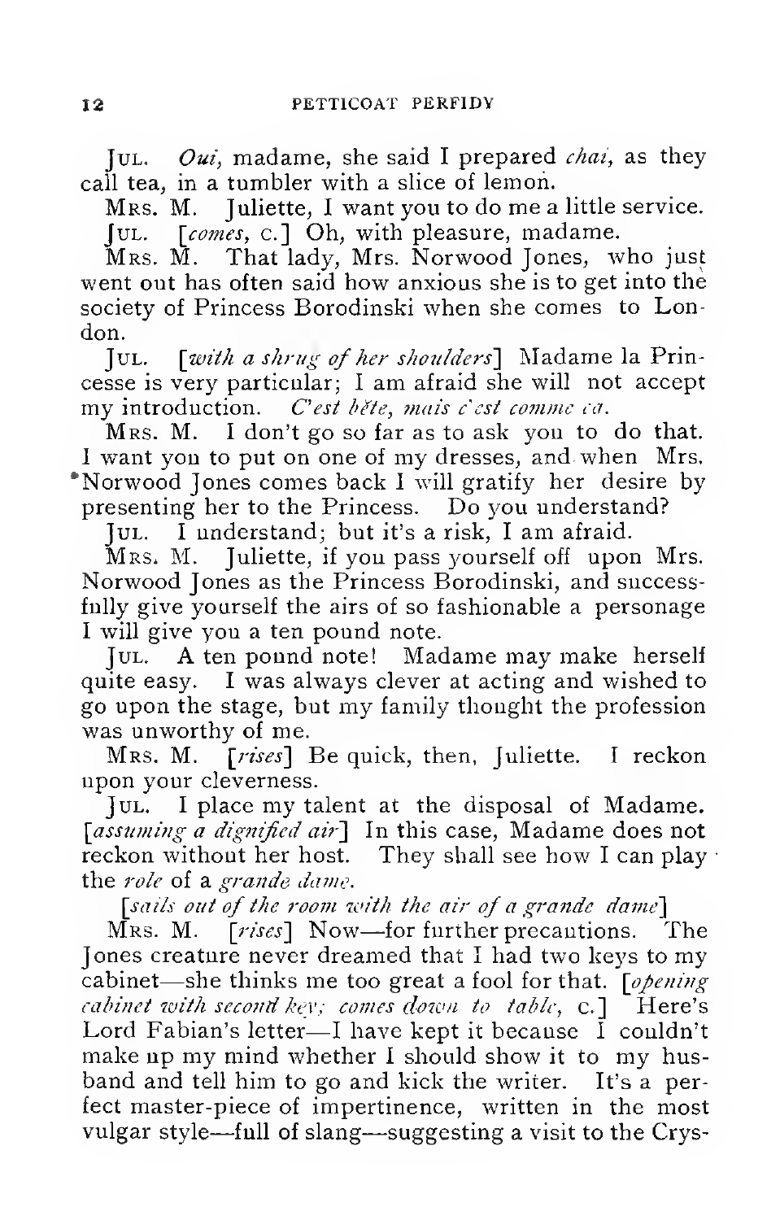JUL. *Oui,* madame, she said I prepared *chai,* as they call tea, in a tumbler with a slice of lemon.

MRS. M. Juliette, I want you to do me a little service.

JUL. [*comes,* C.] Oh, with pleasure, madame.

MRS. M. That lady, Mrs. Norwood Jones, who just went out has often said how anxious she is to get into the society of Princess Borodinski when she comes to London.

JUL. [*with a shrug of her shoulders*] Madame la Princesse is very particular; I am afraid she will not accept my introduction. *C'est bête, mais c'est comme ça.*

MRS. M. I don't go so far as to ask you to do that. I want you to put on one of my dresses, and when Mrs. Norwood Jones comes back I will gratify her desire by presenting her to the Princess. Do you understand?

JUL. I understand; but it's a risk, I am afraid.

MRS. M. Juliette, if you pass yourself off upon Mrs. Norwood Jones as the Princess Borodinski, and successfully give yourself the airs of so fashionable a personage I will give you a ten pound note.

JUL. A ten pound note! Madame may make herself quite easy. I was always clever at acting and wished to go upon the stage, but my family thought the profession was unworthy of me.

MRS. M. [*rises*] Be quick, then, Juliette. I reckon upon your cleverness.

JUL. I place my talent at the disposal of Madame. [*assuming a dignified air*] In this case, Madame does not reckon without her host. They shall see how I can play the *rôle* of a *grande dame.*

[*sails out of the room with the air of a grande dame*]

MRS. M. [*rises*] Now—for further precautions. The Jones creature never dreamed that I had two keys to my cabinet—she thinks me too great a fool for that. [*opening cabinet with second key; comes down to table,* C.] Here's Lord Fabian's letter—I have kept it because I couldn't make up my mind whether I should show it to my husband and tell him to go and kick the writer. It's a perfect master-piece of impertinence, written in the most vulgar style—full of slang—suggesting a visit to the Crys-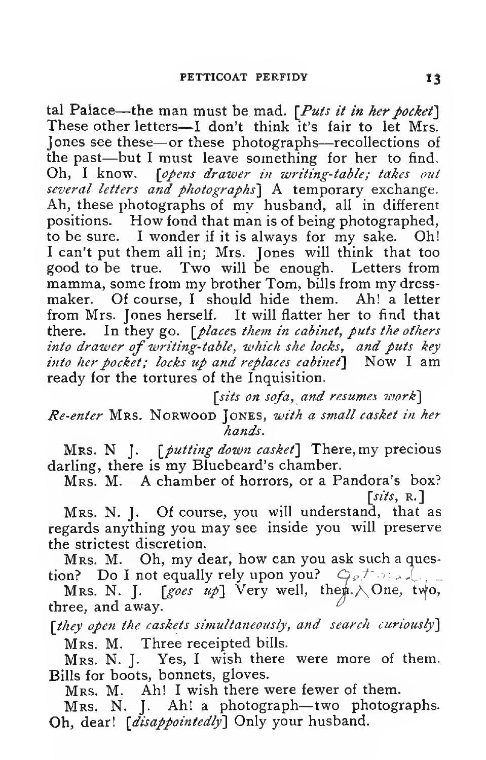tal Palace—the man must be mad. [*Puts it in her pocket*] These other letters—I don't think it's fair to let Mrs. Jones see these—or these photographs—recollections of the past—but I must leave something for her to find. Oh, I know. [*opens drawer in writing-table; takes out several letters and photographs*] A temporary exchange. Ah, these photographs of my husband, all in different positions. How fond that man is of being photographed, to be sure. I wonder if it is always for my sake. Oh! I can't put them all in; Mrs. Jones will think that too good to be true. Two will be enough. Letters from mamma, some from my brother Tom, bills from my dressmaker. Of course, I should hide them. Ah! a letter from Mrs. Jones herself. It will flatter her to find that there. In they go. [*places them in cabinet, puts the others into drawer of writing-table, which she locks, and puts key into her pocket; locks up and replaces cabinet*] Now I am ready for the tortures of the Inquisition.

[*sits on sofa, and resumes work*]

*Re-enter* MRS. NORWOOD JONES, *with a small casket in her hands.*

MRS. N J. [*putting down casket*] There, my precious darling, there is my Bluebeard's chamber.

MRS. M. A chamber of horrors, or a Pandora's box? [*sits*, R.]

MRS. N. J. Of course, you will understand, that as regards anything you may see inside you will preserve the strictest discretion.

MRS. M. Oh, my dear, how can you ask such a question? Do I not equally rely upon you?

MRS. N. J. [*goes up*] Very well, then. One, two, three, and away.

[*they open the caskets simultaneously, and search curiously*]

MRS. M. Three receipted bills.

MRS. N. J. Yes, I wish there were more of them. Bills for boots, bonnets, gloves.

MRS. M. Ah! I wish there were fewer of them.

MRS. N. J. Ah! a photograph—two photographs. Oh, dear! [*disappointedly*] Only your husband.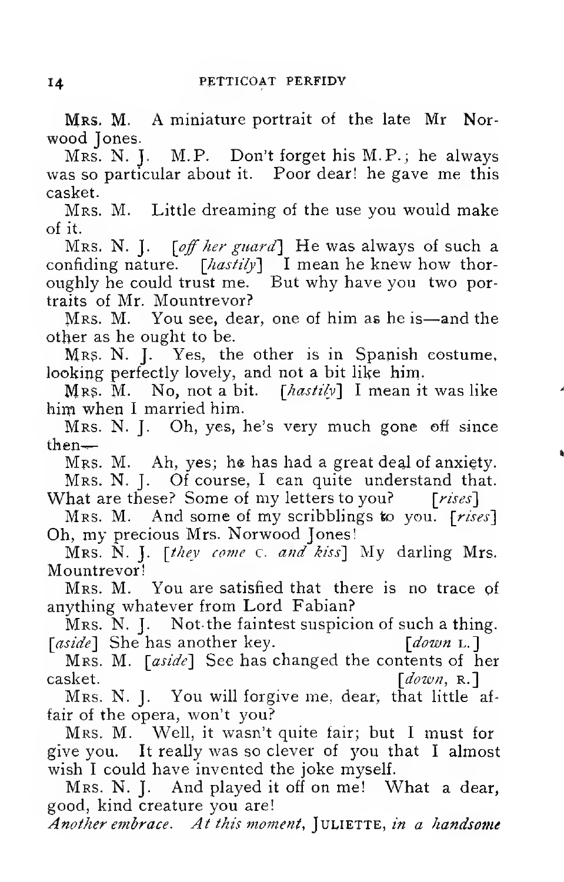MRS. M. A miniature portrait of the late Mr Norwood Jones.

MRS. N. J. M.P. Don't forget his M.P.; he always was so particular about it. Poor dear! he gave me this casket.

MRS. M. Little dreaming of the use you would make of it.

MRS. N. J. [*off her guard*] He was always of such a confiding nature. [*hastily*] I mean he knew how thoroughly he could trust me. But why have you two portraits of Mr. Mountrevor?

MRS. M. You see, dear, one of him as he is—and the other as he ought to be.

MRS. N. J. Yes, the other is in Spanish costume, looking perfectly lovely, and not a bit like him.

MRS. M. No, not a bit. [*hastily*] I mean it was like him when I married him.

MRS. N. J. Oh, yes, he's very much gone off since then—

MRS. M. Ah, yes; he has had a great deal of anxiety.

MRS. N. J. Of course, I can quite understand that. What are these? Some of my letters to you? [*rises*]

MRS. M. And some of my scribblings to you. [*rises*] Oh, my precious Mrs. Norwood Jones!

MRS. N. J. [*they come* C. *and kiss*] My darling Mrs. Mountrevor!

MRS. M. You are satisfied that there is no trace of anything whatever from Lord Fabian?

MRS. N. J. Not the faintest suspicion of such a thing. [*aside*] She has another key. [*down* L.]

MRS. M. [*aside*] See has changed the contents of her casket. [*down*, R.]

MRS. N. J. You will forgive me, dear, that little affair of the opera, won't you?

MRS. M. Well, it wasn't quite fair; but I must forgive you. It really was so clever of you that I almost wish I could have invented the joke myself.

MRS. N. J. And played it off on me! What a dear, good, kind creature you are!

*Another embrace. At this moment,* JULIETTE, *in a handsome*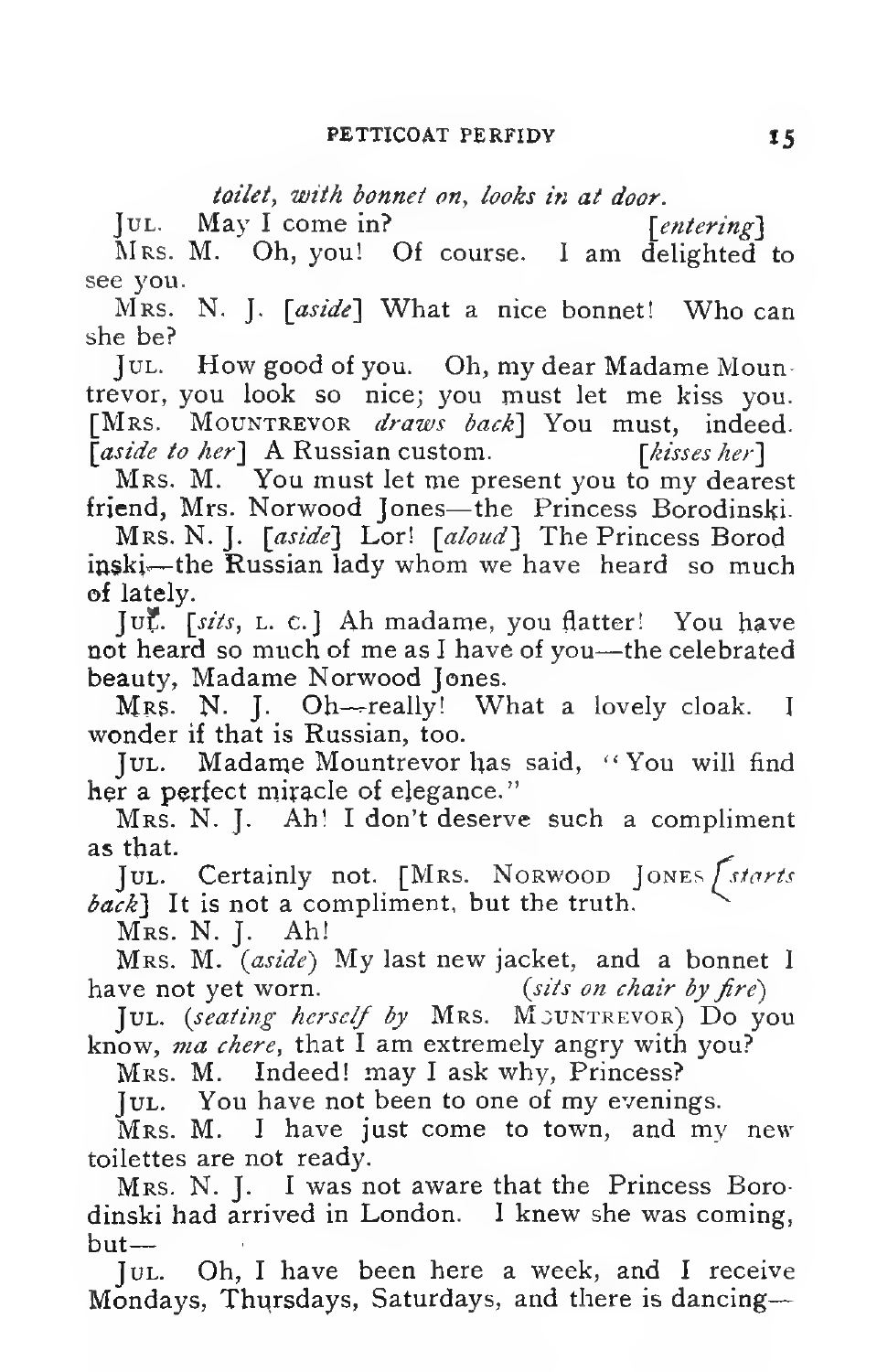*toilet, with bonnet on, looks in at door.*

JUL. May I come in? [*entering*]

MRS. M. Oh, you! Of course. I am delighted to see you.

MRS. N. J. [*aside*] What a nice bonnet! Who can she be?

JUL. How good of you. Oh, my dear Madame Mountrevor, you look so nice; you must let me kiss you. [MRS. MOUNTREVOR *draws back*] You must, indeed. [*aside to her*] A Russian custom. [*kisses her*]

MRS. M. You must let me present you to my dearest friend, Mrs. Norwood Jones—the Princess Borodinski.

MRS. N. J. [*aside*] Lor! [*aloud*] The Princess Borodinski—the Russian lady whom we have heard so much of lately.

JUL. [*sits*, L. C.] Ah madame, you flatter! You have not heard so much of me as I have of you—the celebrated beauty, Madame Norwood Jones.

MRS. N. J. Oh—really! What a lovely cloak. I wonder if that is Russian, too.

JUL. Madame Mountrevor has said, "You will find her a perfect miracle of elegance."

MRS. N. J. Ah! I don't deserve such a compliment as that.

JUL. Certainly not. [MRS. NORWOOD JONES *starts back*] It is not a compliment, but the truth.

MRS. N. J. Ah!

MRS. M. (*aside*) My last new jacket, and a bonnet I have not yet worn. (*sits on chair by fire*)

JUL. (*seating herself by* MRS. MOUNTREVOR) Do you know, *ma chere*, that I am extremely angry with you?

MRS. M. Indeed! may I ask why, Princess?

JUL. You have not been to one of my evenings.

MRS. M. I have just come to town, and my new toilettes are not ready.

MRS. N. J. I was not aware that the Princess Borodinski had arrived in London. I knew she was coming, but—

JUL. Oh, I have been here a week, and I receive Mondays, Thursdays, Saturdays, and there is dancing—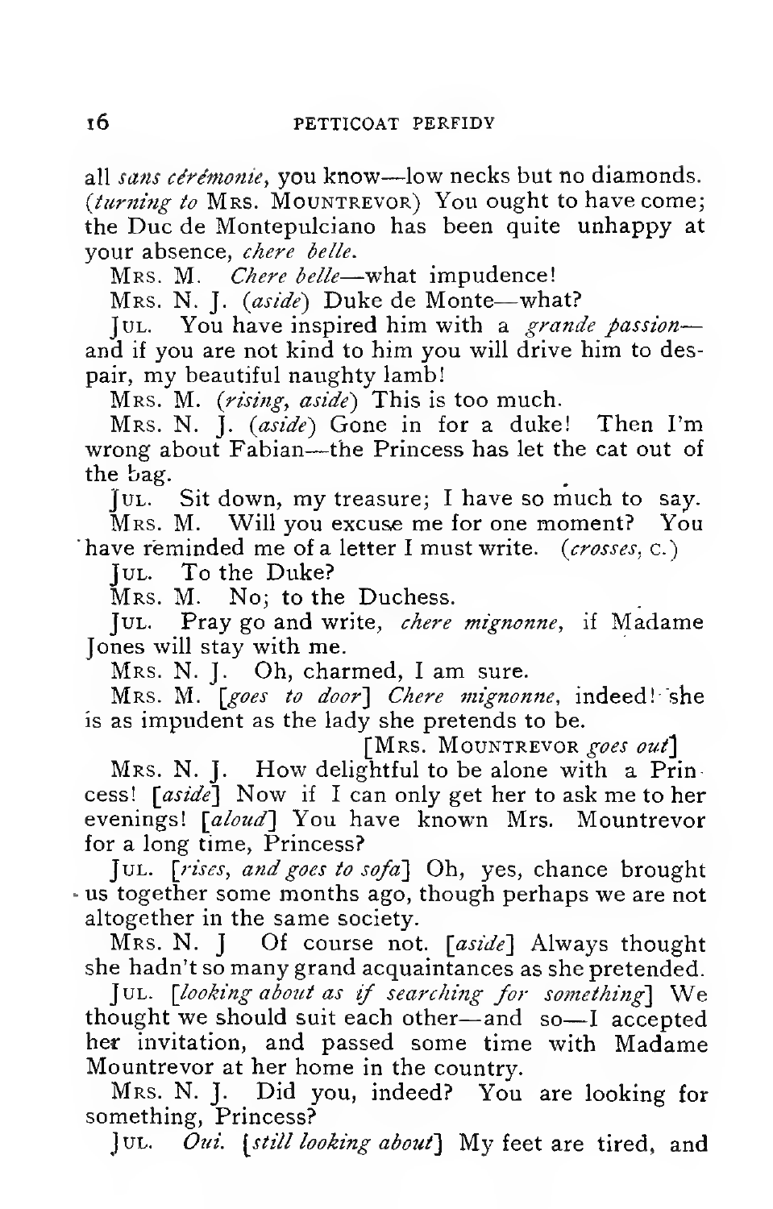all *sans cérémonie*, you know—low necks but no diamonds. (*turning to* MRS. MOUNTREVOR) You ought to have come; the Duc de Montepulciano has been quite unhappy at your absence, *chere belle*.

MRS. M. *Chere belle*—what impudence!

MRS. N. J. (*aside*) Duke de Monte—what?

JUL. You have inspired him with a *grande passion*—and if you are not kind to him you will drive him to despair, my beautiful naughty lamb!

MRS. M. (*rising, aside*) This is too much.

MRS. N. J. (*aside*) Gone in for a duke! Then I'm wrong about Fabian—the Princess has let the cat out of the bag.

JUL. Sit down, my treasure; I have so much to say.

MRS. M. Will you excuse me for one moment? You have reminded me of a letter I must write. (*crosses*, C.)

JUL. To the Duke?

MRS. M. No; to the Duchess.

JUL. Pray go and write, *chere mignonne*, if Madame Jones will stay with me.

MRS. N. J. Oh, charmed, I am sure.

MRS. M. [*goes to door*] *Chere mignonne*, indeed! she is as impudent as the lady she pretends to be.

[MRS. MOUNTREVOR *goes out*]

MRS. N. J. How delightful to be alone with a Princess! [*aside*] Now if I can only get her to ask me to her evenings! [*aloud*] You have known Mrs. Mountrevor for a long time, Princess?

JUL. [*rises, and goes to sofa*] Oh, yes, chance brought us together some months ago, though perhaps we are not altogether in the same society.

MRS. N. J Of course not. [*aside*] Always thought she hadn't so many grand acquaintances as she pretended.

JUL. [*looking about as if searching for something*] We thought we should suit each other—and so—I accepted her invitation, and passed some time with Madame Mountrevor at her home in the country.

MRS. N. J. Did you, indeed? You are looking for something, Princess?

JUL. *Oui.* [*still looking about*] My feet are tired, and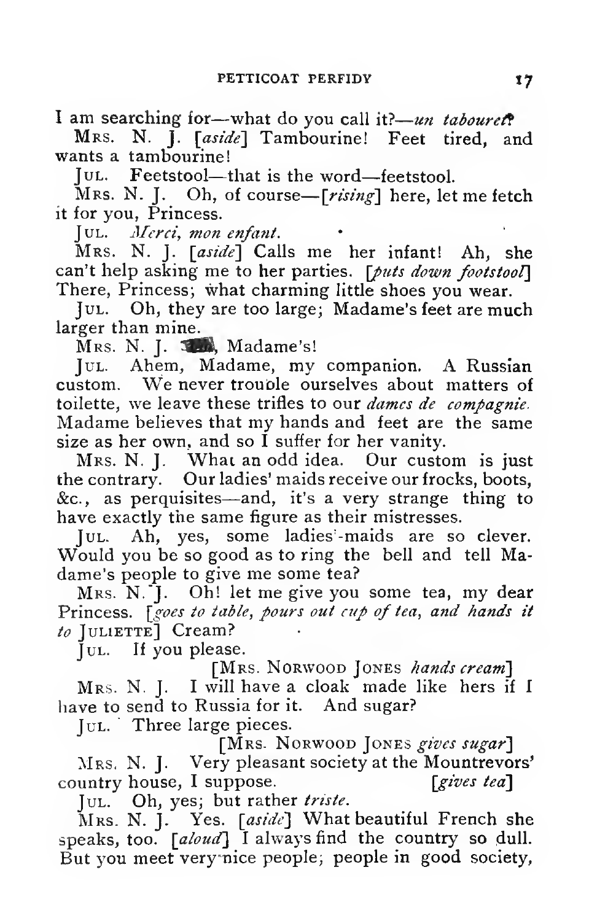I am searching for—what do you call it?—*un tabouret*?

MRS. N. J. [*aside*] Tambourine! Feet tired, and wants a tambourine!

JUL. Feetstool—that is the word—feetstool.

MRS. N. J. Oh, of course—[*rising*] here, let me fetch it for you, Princess.

JUL. *Merci, mon enfant.*

MRS. N. J. [*aside*] Calls me her infant! Ah, she can't help asking me to her parties. [*puts down footstool*] There, Princess; what charming little shoes you wear.

JUL. Oh, they are too large; Madame's feet are much larger than mine.

MRS. N. J. Eh, Madame's!

JUL. Ahem, Madame, my companion. A Russian custom. We never trouble ourselves about matters of toilette, we leave these trifles to our *dames de compagnie.* Madame believes that my hands and feet are the same size as her own, and so I suffer for her vanity.

MRS. N. J. What an odd idea. Our custom is just the contrary. Our ladies' maids receive our frocks, boots, &c., as perquisites—and, it's a very strange thing to have exactly the same figure as their mistresses.

JUL. Ah, yes, some ladies'-maids are so clever. Would you be so good as to ring the bell and tell Madame's people to give me some tea?

MRS. N. J. Oh! let me give you some tea, my dear Princess. [*goes to table, pours out cup of tea, and hands it to* JULIETTE] Cream?

JUL. If you please.

[MRS. NORWOOD JONES *hands cream*]

MRS. N. J. I will have a cloak made like hers if I have to send to Russia for it. And sugar?

JUL. Three large pieces.

[MRS. NORWOOD JONES *gives sugar*]

MRS. N. J. Very pleasant society at the Mountrevors' country house, I suppose. [*gives tea*]

JUL. Oh, yes; but rather *triste*.

MRS. N. J. Yes. [*aside*] What beautiful French she speaks, too. [*aloud*] I always find the country so dull. But you meet very nice people; people in good society,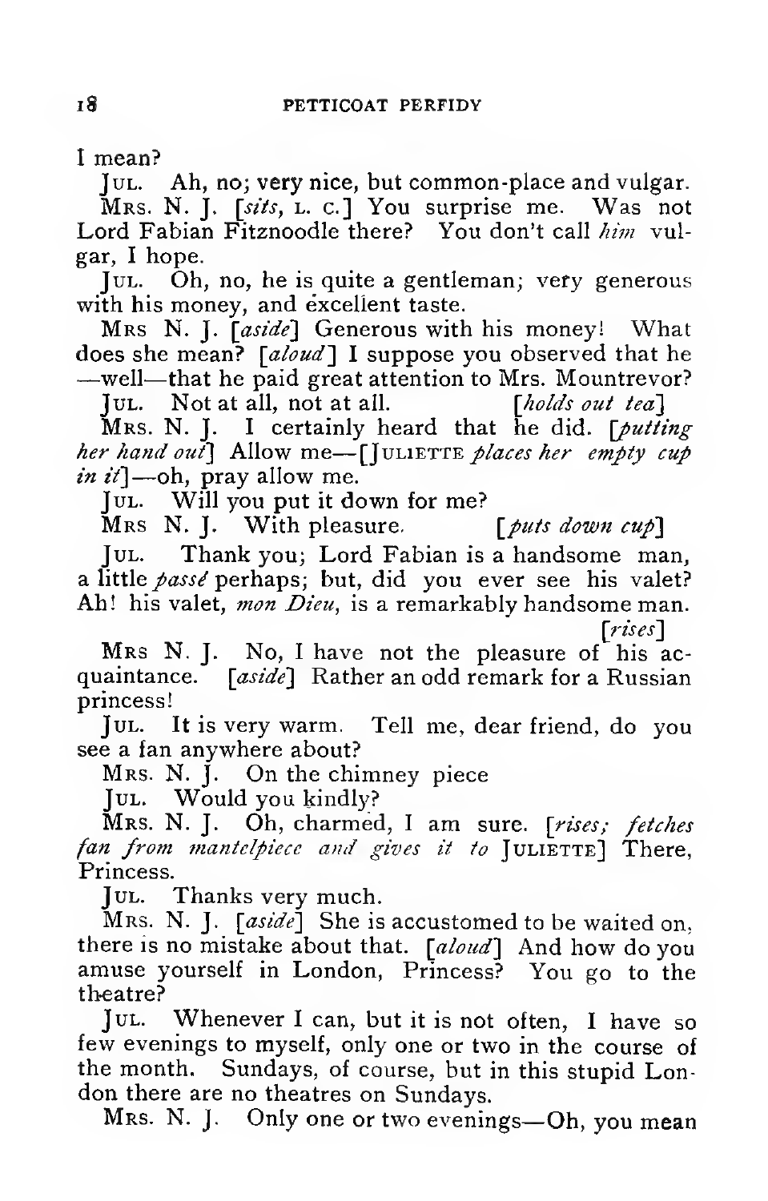I mean?

JUL. Ah, no; very nice, but common-place and vulgar.

MRS. N. J. [*sits*, L. C.] You surprise me. Was not Lord Fabian Fitznoodle there? You don't call *him* vulgar, I hope.

JUL. Oh, no, he is quite a gentleman; very generous with his money, and excellent taste.

MRS N. J. [*aside*] Generous with his money! What does she mean? [*aloud*] I suppose you observed that he —well—that he paid great attention to Mrs. Mountrevor?

JUL. Not at all, not at all. [*holds out tea*]

MRS. N. J. I certainly heard that he did. [*putting her hand out*] Allow me—[JULIETTE *places her empty cup in it*]—oh, pray allow me.

JUL. Will you put it down for me?

MRS N. J. With pleasure. [*puts down cup*]

JUL. Thank you; Lord Fabian is a handsome man, a little *passé* perhaps; but, did you ever see his valet? Ah! his valet, *mon Dieu*, is a remarkably handsome man. [*rises*]

MRS N. J. No, I have not the pleasure of his acquaintance. [*aside*] Rather an odd remark for a Russian princess!

JUL. It is very warm. Tell me, dear friend, do you see a fan anywhere about?

MRS. N. J. On the chimney piece

JUL. Would you kindly?

MRS. N. J. Oh, charmed, I am sure. [*rises; fetches fan from mantelpiece and gives it to* JULIETTE] There, Princess.

JUL. Thanks very much.

MRS. N. J. [*aside*] She is accustomed to be waited on, there is no mistake about that. [*aloud*] And how do you amuse yourself in London, Princess? You go to the theatre?

JUL. Whenever I can, but it is not often, I have so few evenings to myself, only one or two in the course of the month. Sundays, of course, but in this stupid London there are no theatres on Sundays.

MRS. N. J. Only one or two evenings—Oh, you mean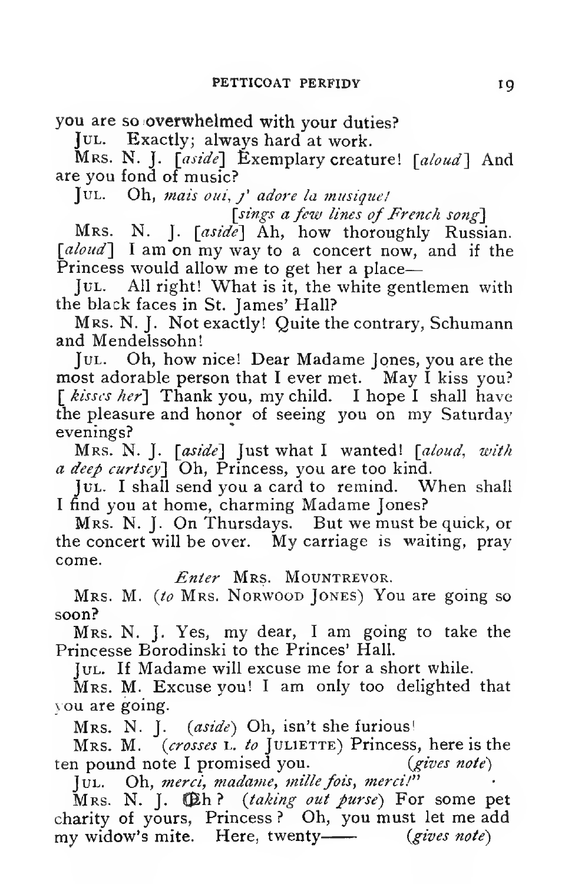you are so overwhelmed with your duties?

JUL. Exactly; always hard at work.

MRS. N. J. [*aside*] Exemplary creature! [*aloud*] And are you fond of music?

JUL. Oh, *mais oui, j' adore la musique!*

[*sings a few lines of French song*]

MRS. N. J. [*aside*] Ah, how thoroughly Russian. [*aloud*] I am on my way to a concert now, and if the Princess would allow me to get her a place—

JUL. All right! What is it, the white gentlemen with the black faces in St. James' Hall?

MRS. N. J. Not exactly! Quite the contrary, Schumann and Mendelssohn!

JUL. Oh, how nice! Dear Madame Jones, you are the most adorable person that I ever met. May I kiss you? [ *kisses her*] Thank you, my child. I hope I shall have the pleasure and honor of seeing you on my Saturday evenings?

MRS. N. J. [*aside*] Just what I wanted! [*aloud, with a deep curtsey*] Oh, Princess, you are too kind.

JUL. I shall send you a card to remind. When shall I find you at home, charming Madame Jones?

MRS. N. J. On Thursdays. But we must be quick, or the concert will be over. My carriage is waiting, pray come.

*Enter* MRS. MOUNTREVOR.

MRS. M. (*to* MRS. NORWOOD JONES) You are going so soon?

MRS. N. J. Yes, my dear, I am going to take the Princesse Borodinski to the Princes' Hall.

JUL. If Madame will excuse me for a short while.

MRS. M. Excuse you! I am only too delighted that you are going.

MRS. N. J. (*aside*) Oh, isn't she furious!

MRS. M. (*crosses* L. *to* JULIETTE) Princess, here is the ten pound note I promised you. (*gives note*)

JUL. Oh, *merci, madame, mille fois, merci!*"

MRS. N. J. Eh? (*taking out purse*) For some pet charity of yours, Princess? Oh, you must let me add my widow's mite. Here, twenty—— (*gives note*)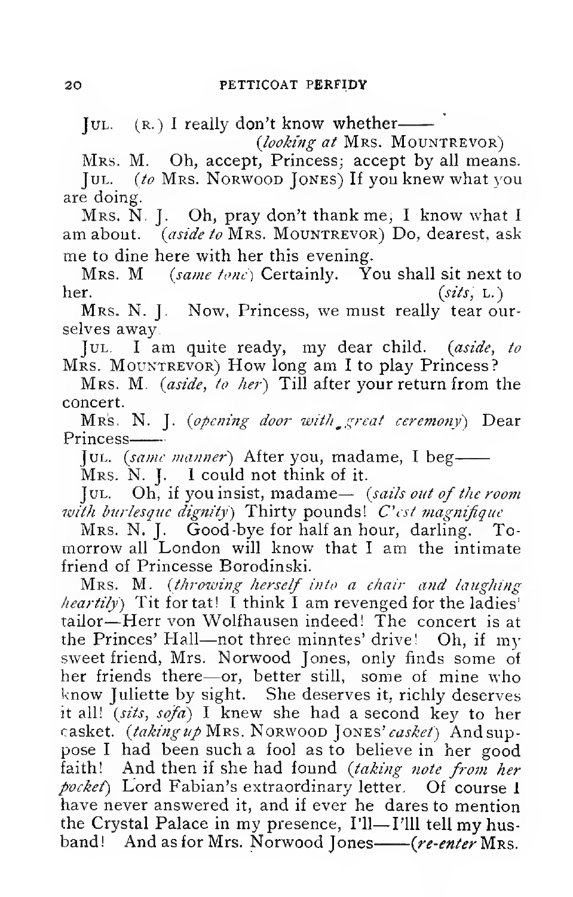JUL. (R.) I really don't know whether——

(*looking at* MRS. MOUNTREVOR)

MRS. M. Oh, accept, Princess; accept by all means.

JUL. (*to* MRS. NORWOOD JONES) If you knew what you are doing.

MRS. N. J. Oh, pray don't thank me; I know what I am about. (*aside to* MRS. MOUNTREVOR) Do, dearest, ask me to dine here with her this evening.

MRS. M (*same tone*) Certainly. You shall sit next to her. (*sits*, L.)

MRS. N. J. Now, Princess, we must really tear ourselves away.

JUL. I am quite ready, my dear child. (*aside, to* MRS. MOUNTREVOR) How long am I to play Princess?

MRS. M. (*aside, to her*) Till after your return from the concert.

MRS. N. J. (*opening door with great ceremony*) Dear Princess——

JUL. (*same manner*) After you, madame, I beg——

MRS. N. J. I could not think of it.

JUL. Oh, if you insist, madame— (*sails out of the room with burlesque dignity*) Thirty pounds! *C'est magnifique*

MRS. N. J. Good-bye for half an hour, darling. To-morrow all London will know that I am the intimate friend of Princesse Borodinski.

MRS. M. (*throwing herself into a chair and laughing heartily*) Tit for tat! I think I am revenged for the ladies' tailor—Herr von Wolfhausen indeed! The concert is at the Princes' Hall—not three minntes' drive! Oh, if my sweet friend, Mrs. Norwood Jones, only finds some of her friends there—or, better still, some of mine who know Juliette by sight. She deserves it, richly deserves it all! (*sits, sofa*) I knew she had a second key to her casket. (*taking up* MRS. NORWOOD JONES' *casket*) And suppose I had been such a fool as to believe in her good faith! And then if she had found (*taking note from her pocket*) Lord Fabian's extraordinary letter. Of course I have never answered it, and if ever he dares to mention the Crystal Palace in my presence, I'll—I'lll tell my husband! And as for Mrs. Norwood Jones——(*re-enter* MRS.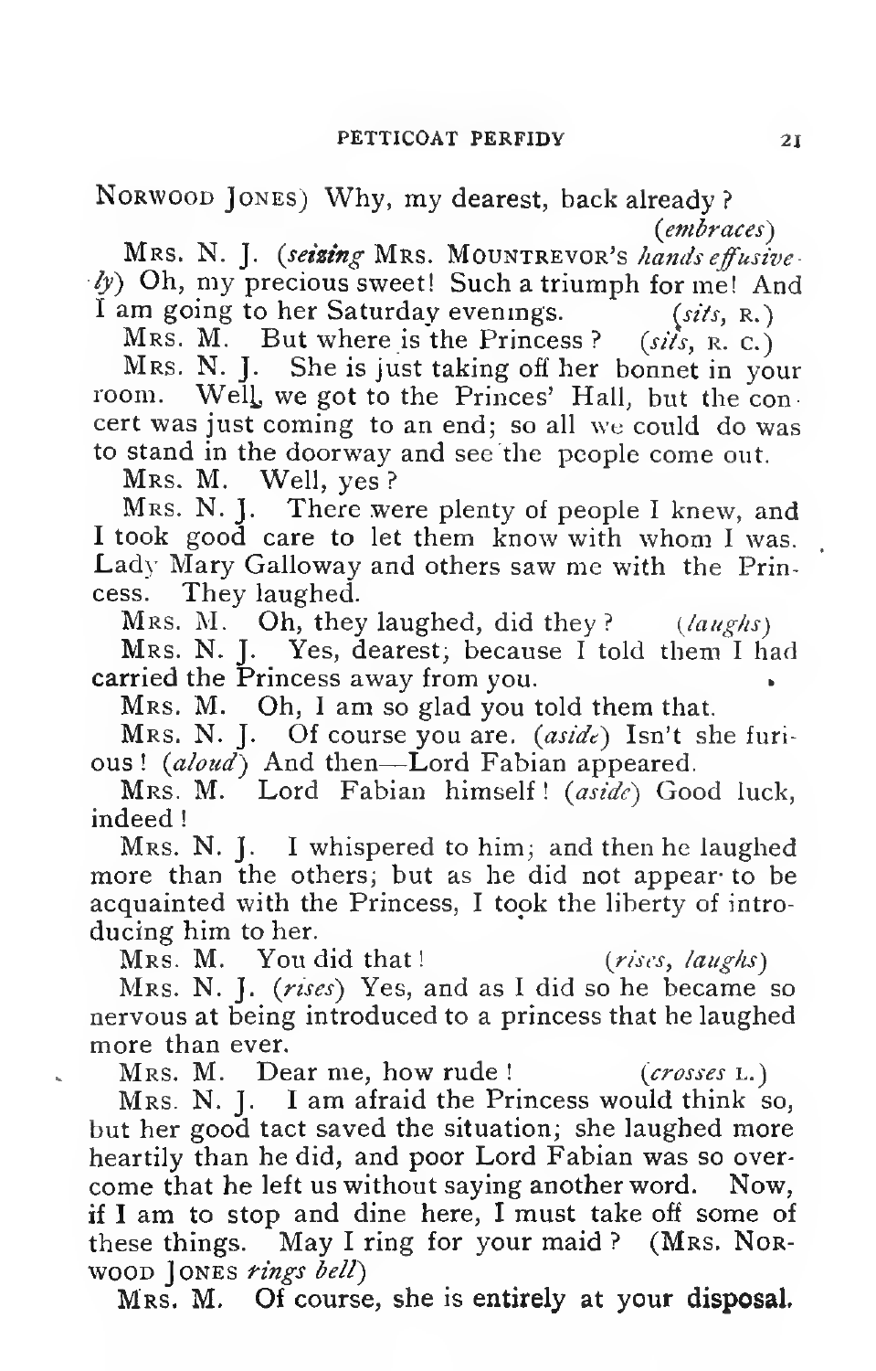NORWOOD JONES) Why, my dearest, back already? *(embraces)*

MRS. N. J. *(seizing* MRS. MOUNTREVOR'S *hands effusively)* Oh, my precious sweet! Such a triumph for me! And I am going to her Saturday evenings. *(sits, R.)*

MRS. M. But where is the Princess? *(sits, R. C.)*

MRS. N. J. She is just taking off her bonnet in your room. Well, we got to the Princes' Hall, but the concert was just coming to an end; so all we could do was to stand in the doorway and see the people come out.

MRS. M. Well, yes?

MRS. N. J. There were plenty of people I knew, and I took good care to let them know with whom I was. Lady Mary Galloway and others saw me with the Princess. They laughed.

MRS. M. Oh, they laughed, did they? *(laughs)*

MRS. N. J. Yes, dearest; because I told them I had carried the Princess away from you.

MRS. M. Oh, I am so glad you told them that.

MRS. N. J. Of course you are. *(aside)* Isn't she furious! *(aloud)* And then—Lord Fabian appeared.

MRS. M. Lord Fabian himself! *(aside)* Good luck, indeed!

MRS. N. J. I whispered to him; and then he laughed more than the others; but as he did not appear to be acquainted with the Princess, I took the liberty of introducing him to her.

MRS. M. You did that! *(rises, laughs)*

MRS. N. J. *(rises)* Yes, and as I did so he became so nervous at being introduced to a princess that he laughed more than ever.

MRS. M. Dear me, how rude! *(crosses L.)*

MRS. N. J. I am afraid the Princess would think so, but her good tact saved the situation; she laughed more heartily than he did, and poor Lord Fabian was so overcome that he left us without saying another word. Now, if I am to stop and dine here, I must take off some of these things. May I ring for your maid? (MRS. NORWOOD JONES *rings bell)*

MRS. M. Of course, she is entirely at your disposal.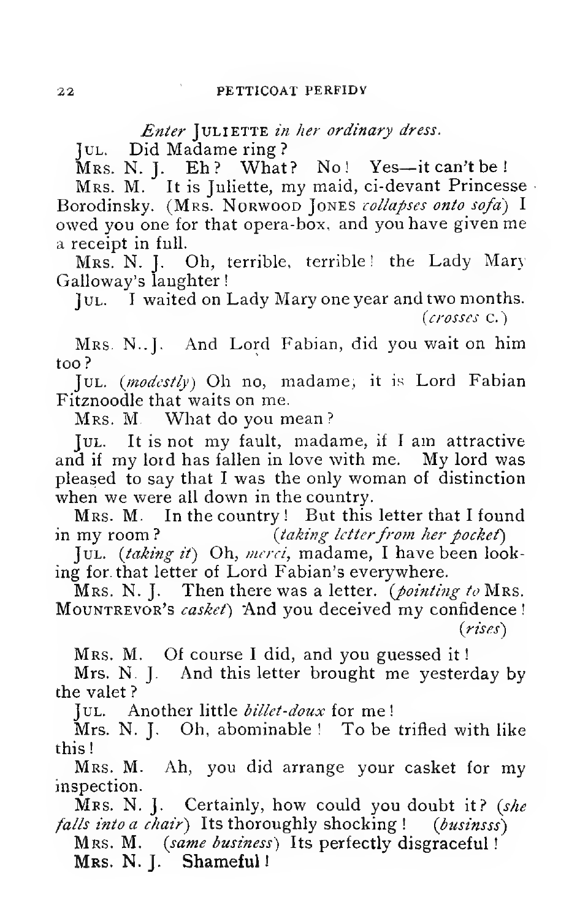*Enter* JULIETTE *in her ordinary dress.*

JUL. Did Madame ring?

MRS. N. J. Eh? What? No! Yes—it can't be!

MRS. M. It is Juliette, my maid, ci-devant Princesse Borodinsky. (MRS. NORWOOD JONES *collapses onto sofa*) I owed you one for that opera-box, and you have given me a receipt in full.

MRS. N. J. Oh, terrible, terrible! the Lady Mary Galloway's laughter!

JUL. I waited on Lady Mary one year and two months. (*crosses* C.)

MRS. N. J. And Lord Fabian, did you wait on him too?

JUL. (*modestly*) Oh no, madame, it is Lord Fabian Fitznoodle that waits on me.

MRS. M What do you mean?

JUL. It is not my fault, madame, if I am attractive and if my lord has fallen in love with me. My lord was pleased to say that I was the only woman of distinction when we were all down in the country.

MRS. M. In the country! But this letter that I found in my room? (*taking letter from her pocket*)

JUL. (*taking it*) Oh, *merci*, madame, I have been looking for that letter of Lord Fabian's everywhere.

MRS. N. J. Then there was a letter. (*pointing to* MRS. MOUNTREVOR'S *casket*) And you deceived my confidence! (*rises*)

MRS. M. Of course I did, and you guessed it!

Mrs. N. J. And this letter brought me yesterday by the valet?

JUL. Another little *billet-doux* for me!

Mrs. N. J. Oh, abominable! To be trifled with like this!

MRS. M. Ah, you did arrange your casket for my inspection.

MRS. N. J. Certainly, how could you doubt it? (*she falls into a chair*) Its thoroughly shocking! (*businsss*)

MRS. M. (*same business*) Its perfectly disgraceful!

MRS. N. J. Shameful!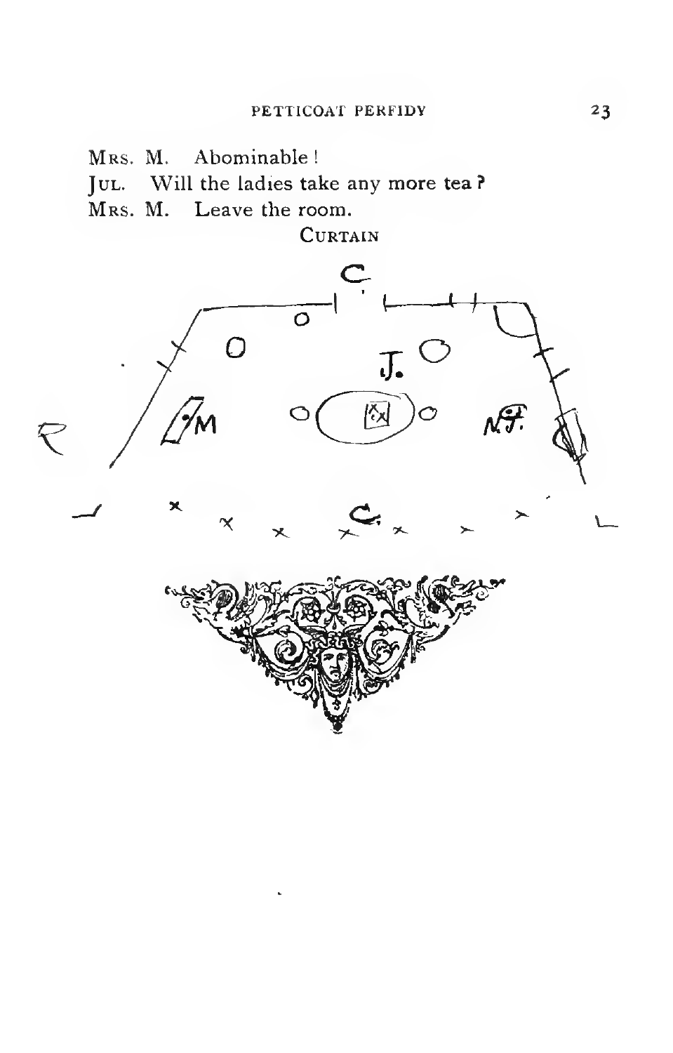MRS. M. Abominable!

JUL. Will the ladies take any more tea?

MRS. M. Leave the room.

CURTAIN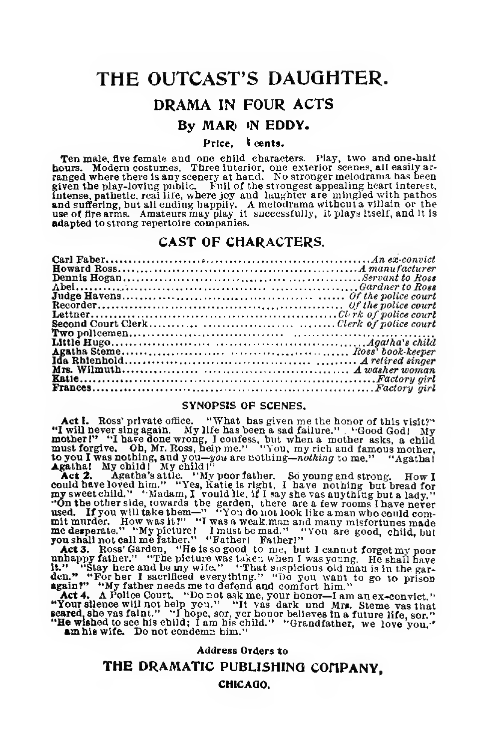# THE OUTCAST'S DAUGHTER.

## DRAMA IN FOUR ACTS

### By MAR IN EDDY.

**Price, cents.**

Ten male, five female and one child characters. Play, two and one-half hours. Modern costumes. Three interior, one exterior scenes, all easily arranged where there is any scenery at hand. No stronger melodrama has been given the play-loving public. Full of the strongest appealing heart interest, intense, pathetic, real life, where joy and laughter are mingled with pathos and suffering, but all ending happily. A melodrama without a villain or the use of fire arms. Amateurs may play it successfully, it plays itself, and it is adapted to strong repertoire companies.

## CAST OF CHARACTERS.

| | |
|---|---|
| Carl Faber | *An ex-convict* |
| Howard Ross | *A manufacturer* |
| Dennis Hogan | *Servant to Ross* |
| Abel | *Gardner to Ross* |
| Judge Havens | *Of the police court* |
| Recorder | *Of the police court* |
| Lettner | *Clerk of police court* |
| Second Court Clerk | *Clerk of police court* |
| Two policemen | |
| Little Hugo | *Agatha's child* |
| Agatha Steme | *Ross' book-keeper* |
| Ida Rhienhold | *A retired singer* |
| Mrs. Wilmuth | *A washer woman* |
| Katie | *Factory girl* |
| Frances | *Factory girl* |

### SYNOPSIS OF SCENES.

**Act I.** Ross' private office. "What has given me the honor of this visit?" "I will never sing again. My life has been a sad failure." "Good God! My mother!" "I have done wrong, I confess, but when a mother asks, a child must forgive. Oh, Mr. Ross, help me." "You, my rich and famous mother, to you I was nothing, and you—*you* are nothing—*nothing* to me." "Agatha! Agatha! My child! My child!"

**Act 2.** Agatha's attic. "My poor father. So young and strong. How I could have loved him." "Yes, Katie is right. I have nothing but bread for my sweet child." "Madam, I vould lie, if I say she vas anything but a lady." "On the other side, towards the garden, there are a few rooms I have never used. If you will take them—" "You do not look like a man who could commit murder. How was it?" "I was a weak man and many misfortunes made me desperate." "My picture! I must be mad." "You are good, child, but you shall not call me father." "Father! Father!"

**Act 3.** Ross' Garden. "He is so good to me, but I cannot forget my poor unhappy father." "The picture was taken when I was young. He shall have it." "Stay here and be my wife." "That suspicious old man is in the garden." "For her I sacrificed everything." "Do you want to go to prison again?" "My father needs me to defend and comfort him."

**Act 4.** A Police Court. "Do not ask me, your honor—I am an ex-convict." "Your silence will not help you." "It vas dark und Mrs. Steme vas that scared, she vas faint." "I hope, sor, yer honor believes in a future life, sor." "He wished to see his child; I am his child." "Grandfather, we love you." am his wife. Do not condemn him."

**Address Orders to**

## THE DRAMATIC PUBLISHING COMPANY,

**CHICAGO.**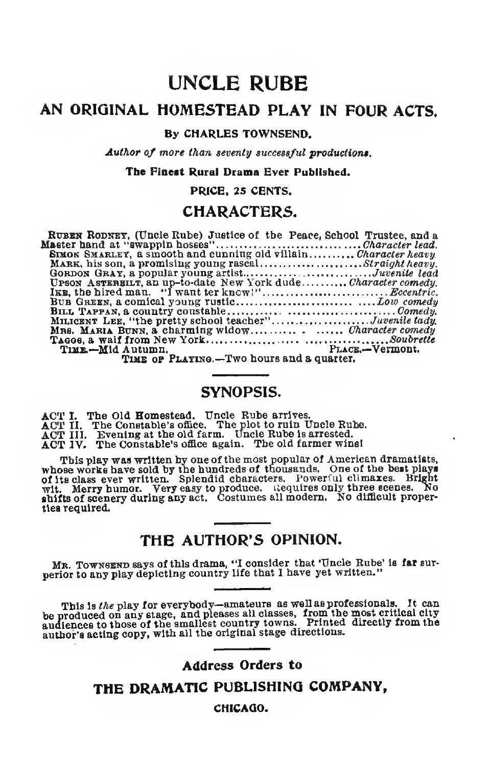# UNCLE RUBE

## AN ORIGINAL HOMESTEAD PLAY IN FOUR ACTS.

**By CHARLES TOWNSEND.**

*Author of more than seventy successful productions.*

**The Finest Rural Drama Ever Published.**

PRICE, 25 CENTS.

## CHARACTERS.

RUBEN RODNEY, (Uncle Rube) Justice of the Peace, School Trustee, and a Master hand at "swappin hosses" .......... *Character lead.*
SIMON SMARLEY, a smooth and cunning old villain .......... *Character heavy.*
MARK, his son, a promising young rascal .......... *Straight heavy.*
GORDON GRAY, a popular young artist .......... *Juvenile lead*
UPSON ASTERBILT, an up-to-date New York dude .......... *Character comedy.*
IKE, the hired man. "I want ter know!" .......... *Eccentric.*
BUB GREEN, a comical young rustic .......... *Low comedy*
BILL TAPPAN, a country constable .......... *Comedy.*
MILICENT LEE, "the pretty school teacher" .......... *Juvenile lady.*
MRS. MARIA BUNN, a charming widow .......... *Character comedy*
TAGGS, a waif from New York .......... *Soubrette*

TIME.—Mid Autumn. PLACE.—Vermont.

TIME OF PLAYING.—Two hours and a quarter.

## SYNOPSIS.

ACT I. The Old Homestead. Uncle Rube arrives.
ACT II. The Constable's office. The plot to ruin Uncle Rube.
ACT III. Evening at the old farm. Uncle Rube is arrested.
ACT IV. The Constable's office again. The old farmer wins!

This play was written by one of the most popular of American dramatists, whose works have sold by the hundreds of thousands. One of the best plays of its class ever written. Splendid characters. Powerful climaxes. Bright wit. Merry humor. Very easy to produce. Requires only three scenes. No shifts of scenery during any act. Costumes all modern. No difficult properties required.

## THE AUTHOR'S OPINION.

MR. TOWNSEND says of this drama, "I consider that 'Uncle Rube' is far superior to any play depicting country life that I have yet written."

This is *the* play for everybody—amateurs as well as professionals. It can be produced on any stage, and pleases all classes, from the most critical city audiences to those of the smallest country towns. Printed directly from the author's acting copy, with all the original stage directions.

**Address Orders to**

**THE DRAMATIC PUBLISHING COMPANY,**

**CHICAGO.**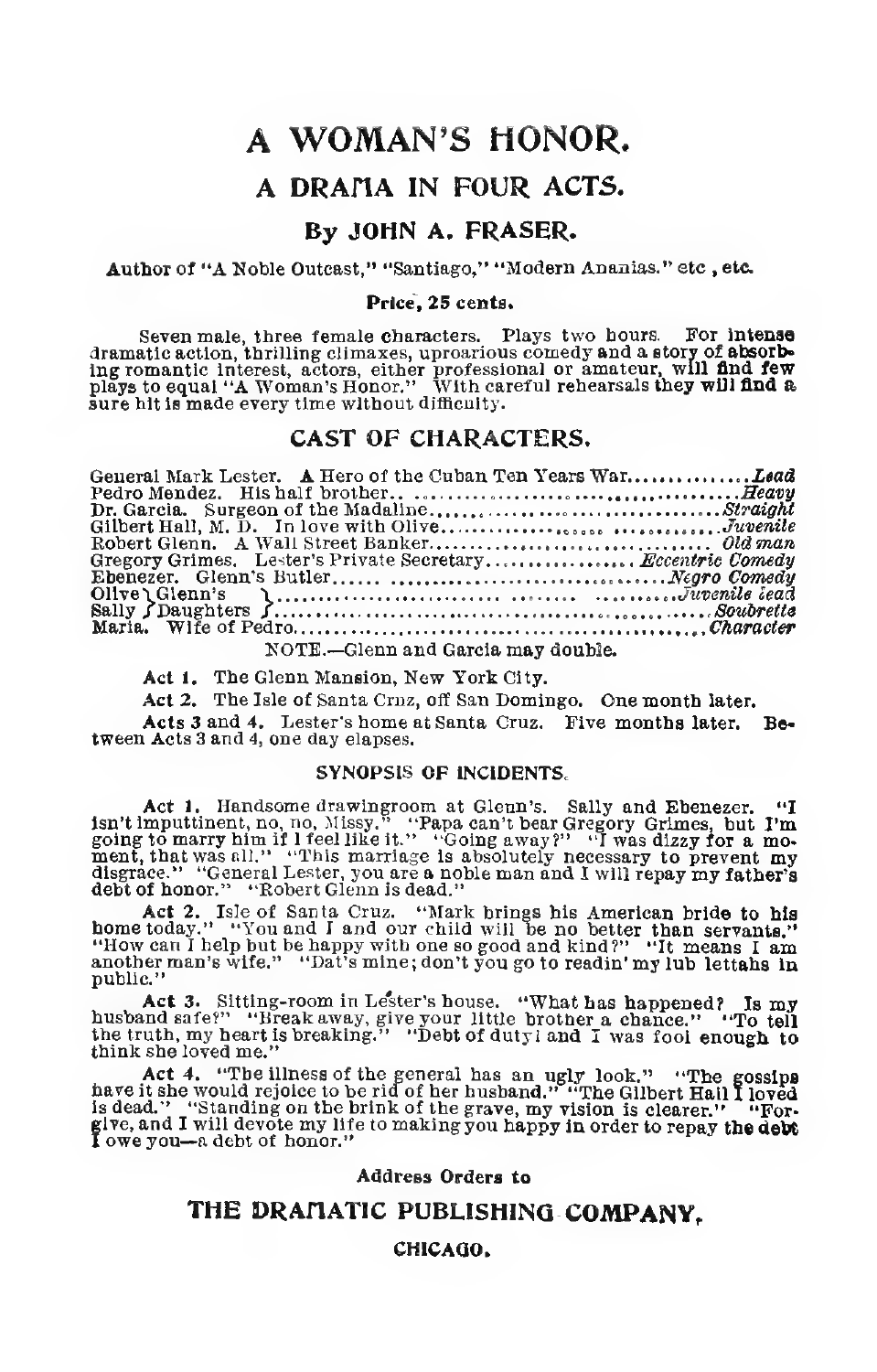# A WOMAN'S HONOR.

## A DRAMA IN FOUR ACTS.

### By JOHN A. FRASER.

**Author of "A Noble Outcast," "Santiago," "Modern Ananias." etc , etc.**

**Price, 25 cents.**

Seven male, three female characters. Plays two hours. For intense dramatic action, thrilling climaxes, uproarious comedy and a story of absorbing romantic interest, actors, either professional or amateur, will find few plays to equal "A Woman's Honor." With careful rehearsals they will find a sure hit is made every time without difficulty.

### CAST OF CHARACTERS.

General Mark Lester. A Hero of the Cuban Ten Years War.............. *Lead*
Pedro Mendez. His half brother.............................................. *Heavy*
Dr. Garcia. Surgeon of the Madaline........................................ *Straight*
Gilbert Hall, M. D. In love with Olive...................................... *Juvenile*
Robert Glenn. A Wall Street Banker......................................... *Old man*
Gregory Grimes. Lester's Private Secretary.................. *Eccentric Comedy*
Ebenezer. Glenn's Butler.................................................... *Negro Comedy*
Olive } Glenn's Daughters ............................................... *Juvenile lead*
Sally } ......................................................................... *Soubrette*
Maria. Wife of Pedro............................................................ *Character*

NOTE.—Glenn and Garcia may double.

**Act 1.** The Glenn Mansion, New York City.

**Act 2.** The Isle of Santa Cruz, off San Domingo. One month later.

**Acts 3 and 4.** Lester's home at Santa Cruz. Five months later. Between Acts 3 and 4, one day elapses.

#### SYNOPSIS OF INCIDENTS.

**Act 1.** Handsome drawingroom at Glenn's. Sally and Ebenezer. "I isn't imputtinent, no, no, Missy." "Papa can't bear Gregory Grimes, but I'm going to marry him if I feel like it." "Going away?" "I was dizzy for a moment, that was all." "This marriage is absolutely necessary to prevent my disgrace." "General Lester, you are a noble man and I will repay my father's debt of honor." "Robert Glenn is dead."

**Act 2.** Isle of Santa Cruz. "Mark brings his American bride to his home today." "You and I and our child will be no better than servants." "How can I help but be happy with one so good and kind?" "It means I am another man's wife." "Dat's mine; don't you go to readin' my lub lettahs in public."

**Act 3.** Sitting-room in Lester's house. "What has happened? Is my husband safe?" "Break away, give your little brother a chance." "To tell the truth, my heart is breaking." "Debt of duty! and I was fool enough to think she loved me."

**Act 4.** "The illness of the general has an ugly look." "The gossips have it she would rejoice to be rid of her husband." "The Gilbert Hall I loved is dead." "Standing on the brink of the grave, my vision is clearer." "Forgive, and I will devote my life to making you happy in order to repay the debt I owe you—a debt of honor."

**Address Orders to**

## THE DRAMATIC PUBLISHING COMPANY,

**CHICAGO.**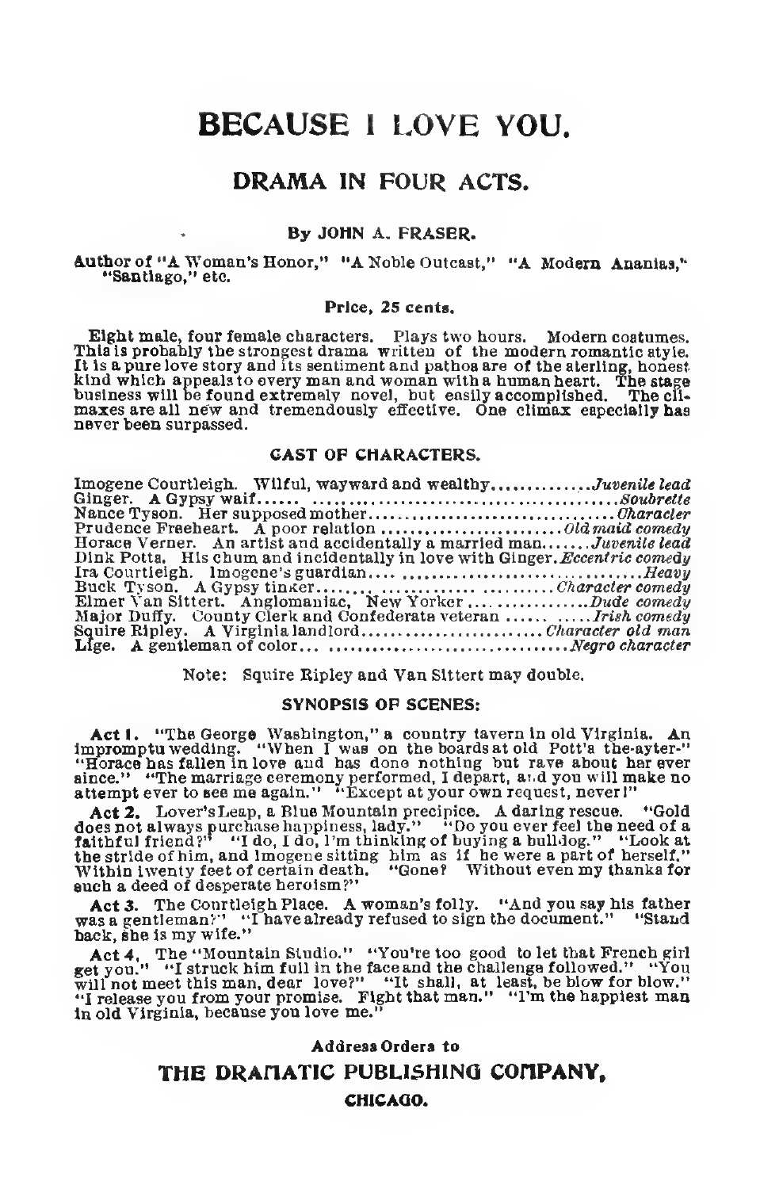# BECAUSE I LOVE YOU.

## DRAMA IN FOUR ACTS.

### By JOHN A. FRASER.

Author of "A Woman's Honor," "A Noble Outcast," "A Modern Ananias," "Santiago," etc.

**Price, 25 cents.**

Eight male, four female characters. Plays two hours. Modern costumes. This is probably the strongest drama written of the modern romantic style. It is a pure love story and its sentiment and pathos are of the sterling, honest kind which appeals to every man and woman with a human heart. The stage business will be found extremely novel, but easily accomplished. The climaxes are all new and tremendously effective. One climax especially has never been surpassed.

### CAST OF CHARACTERS.

Imogene Courtleigh. Wilful, wayward and wealthy.............*Juvenile lead*
Ginger. A Gypsy waif...... ...........................................*Soubrette*
Nance Tyson. Her supposed mother..................................*Character*
Prudence Freeheart. A poor relation ........................*Old maid comedy*
Horace Verner. An artist and accidentally a married man.......*Juvenile lead*
Dink Potts. His chum and incidentally in love with Ginger. *Eccentric comedy*
Ira Courtleigh. Imogene's guardian.... ...................................*Heavy*
Buck Tyson. A Gypsy tinker...... ............. ..........*Character comedy*
Elmer Van Sittert. Anglomaniac, New Yorker ...............*Dude comedy*
Major Duffy. County Clerk and Confederate veteran ...... .....*Irish comedy*
Squire Ripley. A Virginia landlord.........................*Character old man*
Lige. A gentleman of color... ...................................*Negro character*

Note: Squire Ripley and Van Sittert may double.

### SYNOPSIS OF SCENES:

**Act 1.** "The George Washington," a country tavern in old Virginia. An impromptu wedding. "When I was on the boards at old Pott's the-ayter-" "Horace has fallen in love and has done nothing but rave about her ever since." "The marriage ceremony performed, I depart, and you will make no attempt ever to see me again." "Except at your own request, never!"

**Act 2.** Lover's Leap, a Blue Mountain precipice. A daring rescue. "Gold does not always purchase happiness, lady." "Do you ever feel the need of a faithful friend?" "I do, I do, I'm thinking of buying a bulldog." "Look at the stride of him, and Imogene sitting him as if he were a part of herself." Within twenty feet of certain death. "Gone? Without even my thanks for such a deed of desperate heroism?"

**Act 3.** The Courtleigh Place. A woman's folly. "And you say his father was a gentleman?" "I have already refused to sign the document." "Stand back, she is my wife."

**Act 4.** The "Mountain Studio." "You're too good to let that French girl get you." "I struck him full in the face and the challenge followed." "You will not meet this man, dear love?" "It shall, at least, be blow for blow." "I release you from your promise. Fight that man." "I'm the happiest man in old Virginia, because you love me."

**Address Orders to**

## THE DRAMATIC PUBLISHING COMPANY,

**CHICAGO.**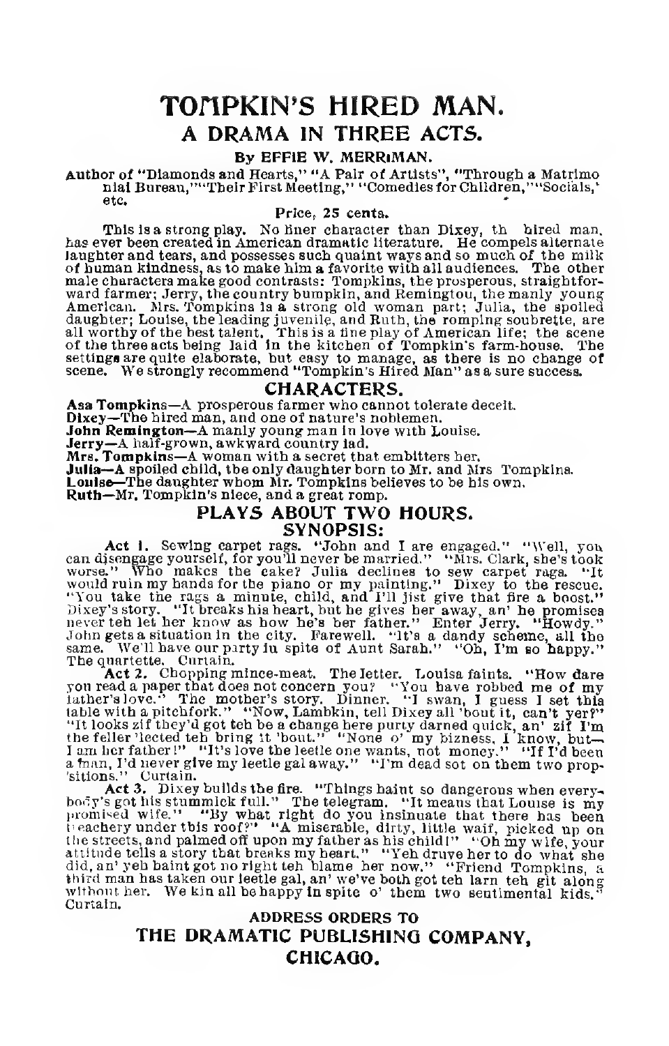# TOMPKIN'S HIRED MAN.

## A DRAMA IN THREE ACTS.

**By EFFIE W. MERRIMAN.**

**Author of "Diamonds and Hearts," "A Pair of Artists", "Through a Matrimonial Bureau," "Their First Meeting," "Comedies for Children," "Socials," etc.**

Price, 25 cents.

This is a strong play. No finer character than Dixey, th hired man, has ever been created in American dramatic literature. He compels alternate laughter and tears, and possesses such quaint ways and so much of the milk of human kindness, as to make him a favorite with all audiences. The other male characters make good contrasts: Tompkins, the prosperous, straightforward farmer; Jerry, the country bumpkin, and Remington, the manly young American. Mrs. Tompkins is a strong old woman part; Julia, the spoiled daughter; Louise, the leading juvenile, and Ruth, the romping soubrette, are all worthy of the best talent. This is a fine play of American life; the scene of the three acts being laid in the kitchen of Tompkin's farm-house. The settings are quite elaborate, but easy to manage, as there is no change of scene. We strongly recommend "Tompkin's Hired Man" as a sure success.

## CHARACTERS.

**Asa Tompkins**—A prosperous farmer who cannot tolerate deceit.
**Dixey**—The hired man, and one of nature's noblemen.
**John Remington**—A manly young man in love with Louise.
**Jerry**—A half-grown, awkward country lad.
**Mrs. Tompkins**—A woman with a secret that embitters her.
**Julia**—A spoiled child, the only daughter born to Mr. and Mrs Tompkins.
**Louise**—The daughter whom Mr. Tompkins believes to be his own.
**Ruth**—Mr. Tompkin's niece, and a great romp.

## PLAYS ABOUT TWO HOURS.

## SYNOPSIS:

**Act 1.** Sewing carpet rags. "John and I are engaged." "Well, you can disengage yourself, for you'll never be married." "Mrs. Clark, she's took worse." Who makes the cake? Julia declines to sew carpet rags. "It would ruin my hands for the piano or my painting." Dixey to the rescue. "You take the rags a minute, child, and I'll jist give that fire a boost." Dixey's story. "It breaks his heart, but he gives her away, an' he promises never teh let her know as how he's her father." Enter Jerry. "Howdy." John gets a situation in the city. Farewell. "It's a dandy scheme, all the same. We'll have our party in spite of Aunt Sarah." "Oh, I'm so happy." The quartette. Curtain.

**Act 2.** Chopping mince-meat. The letter. Louisa faints. "How dare you read a paper that does not concern you? "You have robbed me of my father's love." The mother's story. Dinner. "I swan, I guess I set this table with a pitchfork." "Now, Lambkin, tell Dixey all 'bout it, can't yer?" "It looks zif they'd got teh be a change here purty darned quick, an' zif I'm the feller 'lected teh bring it 'bout." "None o' my bizness, I know, but—I am her father!" "It's love the leetle one wants, not money." "If I'd been a man, I'd never give my leetle gal away." "I'm dead sot on them two prop-'sitions." Curtain.

**Act 3.** Dixey builds the fire. "Things haint so dangerous when every-body's got his stummick full." The telegram. "It means that Louise is my promised wife." "By what right do you insinuate that there has been treachery under this roof?" "A miserable, dirty, little waif, picked up on the streets, and palmed off upon my father as his child!" "Oh my wife, your attitude tells a story that breaks my heart." "Yeh druve her to do what she did, an' yeh haint got no right teh blame her now." "Friend Tompkins, a third man has taken our leetle gal, an' we've both got teh larn teh git along without her. We kin all be happy in spite o' them two sentimental kids." Curtain.

**ADDRESS ORDERS TO**

**THE DRAMATIC PUBLISHING COMPANY,**

**CHICAGO.**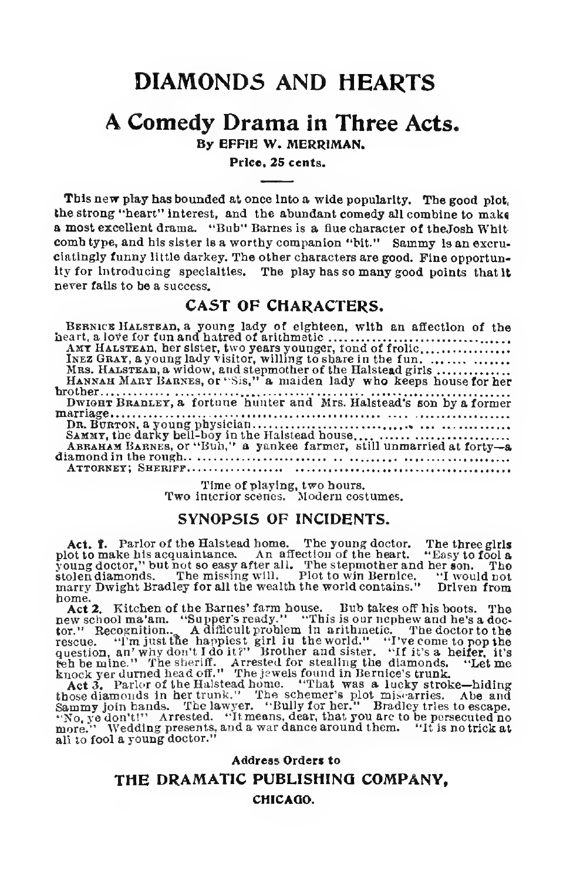# DIAMONDS AND HEARTS

## A Comedy Drama in Three Acts.

**By EFFIE W. MERRIMAN.**

**Price, 25 cents.**

This new play has bounded at once into a wide popularity. The good plot, the strong "heart" interest, and the abundant comedy all combine to make a most excellent drama. "Bub" Barnes is a fine character of theJosh Whitcomb type, and his sister is a worthy companion "bit." Sammy is an excruciatingly funny little darkey. The other characters are good. Fine opportunity for introducing specialties. The play has so many good points that it never fails to be a success.

### CAST OF CHARACTERS.

BERNICE HALSTEAD, a young lady of eighteen, with an affection of the heart, a love for fun and hatred of arithmetic ................................

AMY HALSTEAD, her sister, two years younger, fond of frolic................

INEZ GRAY, a young lady visitor, willing to share in the fun. ....... .......

MRS. HALSTEAD, a widow, and stepmother of the Halstead girls .............

HANNAH MARY BARNES, or "Sis," a maiden lady who keeps house for her brother........................................................................

DWIGHT BRADLEY, a fortune hunter and Mrs. Halstead's son by a former marriage..........................................................................

DR. BURTON, a young physician............................ ... .............

SAMMY, the darky bell-boy in the Halstead house.... ...... .................

ABRAHAM BARNES, or "Bub," a yankee farmer, still unmarried at forty—a diamond in the rough........................................................

ATTORNEY; SHERIFF.................. .......................................

Time of playing, two hours.
Two interior scenes. Modern costumes.

### SYNOPSIS OF INCIDENTS.

**Act. 1.** Parlor of the Halstead home. The young doctor. The three girls plot to make his acquaintance. An affection of the heart. "Easy to fool a young doctor," but not so easy after all. The stepmother and her son. The stolen diamonds. The missing will. Plot to win Bernice. "I would not marry Dwight Bradley for all the wealth the world contains." Driven from home.

**Act 2.** Kitchen of the Barnes' farm house. Bub takes off his boots. The new school ma'am. "Supper's ready." "This is our nephew and he's a doctor." Recognition.. A difficult problem in arithmetic. The doctor to the rescue. "I'm just the happiest girl in the world." "I've come to pop the question, an' why don't I do it?" Brother and sister. "If it's a heifer, it's teh be mine." The sheriff. Arrested for stealing the diamonds. "Let me knock yer durned head off." The jewels found in Bernice's trunk.

**Act 3.** Parlor of the Halstead home. "That was a lucky stroke—hiding those diamonds in her trunk." The schemer's plot miscarries. Abe and Sammy join hands. The lawyer. "Bully for her." Bradley tries to escape. "No, ye don't!" Arrested. "It means, dear, that you are to be persecuted no more." Wedding presents, and a war dance around them. "It is no trick at all to fool a young doctor."

**Address Orders to**

**THE DRAMATIC PUBLISHING COMPANY,**

**CHICAGO.**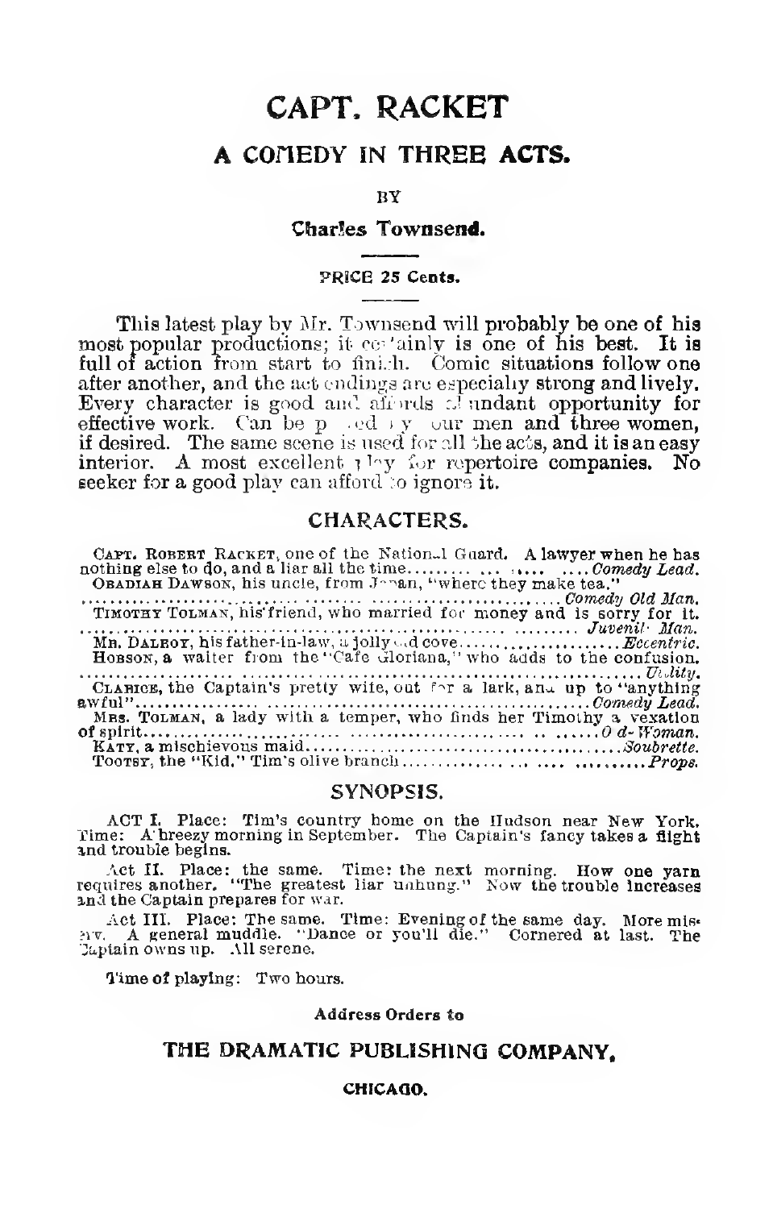# CAPT. RACKET

## A COMEDY IN THREE ACTS.

BY

**Charles Townsend.**

PRICE 25 Cents.

This latest play by Mr. Townsend will probably be one of his most popular productions; it certainly is one of his best. It is full of action from start to finish. Comic situations follow one after another, and the act endings are especially strong and lively. Every character is good and affords abundant opportunity for effective work. Can be played by four men and three women, if desired. The same scene is used for all the acts, and it is an easy interior. A most excellent play for repertoire companies. No seeker for a good play can afford to ignore it.

## CHARACTERS.

CAPT. ROBERT RACKET, one of the National Guard. A lawyer when he has nothing else to do, and a liar all the time.................. *Comedy Lead.*
OBADIAH DAWSON, his uncle, from Japan, "where they make tea."
.................................................................. *Comedy Old Man.*
TIMOTHY TOLMAN, his friend, who married for money and is sorry for it.
.................................................................. *Juvenile Man.*
MR. DALROY, his father-in-law, a jolly old cove.................. *Eccentric.*
HOBSON, a waiter from the "Cafe Gloriana," who adds to the confusion.
.................................................................. *Utility.*
CLARICE, the Captain's pretty wife, out for a lark, and up to "anything awful"................................................... *Comedy Lead.*
MRS. TOLMAN, a lady with a temper, who finds her Timothy a vexation of spirit................................................... *Old Woman.*
KATY, a mischievous maid.......................................... *Soubrette.*
TOOTSY, the "Kid," Tim's olive branch............................ *Props.*

## SYNOPSIS.

ACT I. Place: Tim's country home on the Hudson near New York. Time: A breezy morning in September. The Captain's fancy takes a flight and trouble begins.

Act II. Place: the same. Time: the next morning. How one yarn requires another. "The greatest liar unhung." Now the trouble increases and the Captain prepares for war.

Act III. Place: The same. Time: Evening of the same day. More misery. A general muddle. "Dance or you'll die." Cornered at last. The Captain owns up. All serene.

Time of playing: Two hours.

**Address Orders to**

## THE DRAMATIC PUBLISHING COMPANY,

**CHICAGO.**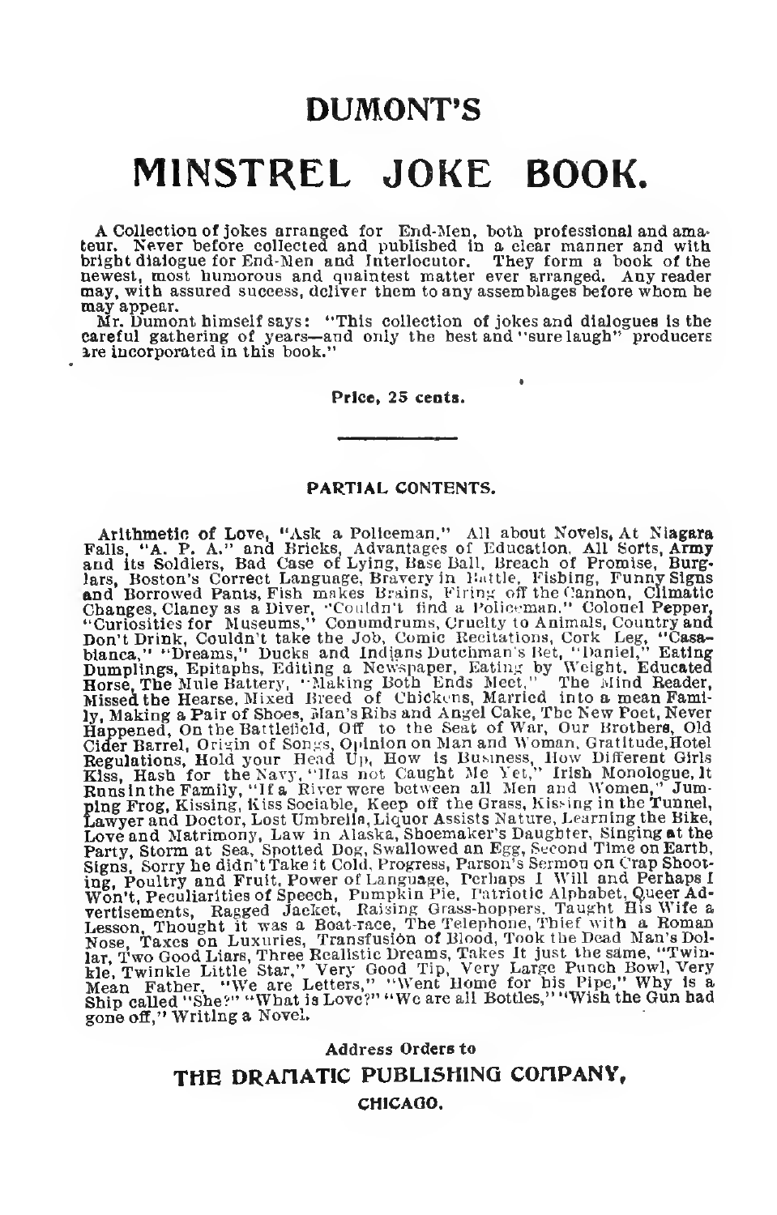# DUMONT'S

# MINSTREL JOKE BOOK.

A Collection of jokes arranged for End-Men, both professional and amateur. Never before collected and published in a clear manner and with bright dialogue for End-Men and Interlocutor. They form a book of the newest, most humorous and quaintest matter ever arranged. Any reader may, with assured success, deliver them to any assemblages before whom he may appear.

Mr. Dumont himself says: "This collection of jokes and dialogues is the careful gathering of years—and only the best and "sure laugh" producers are incorporated in this book."

**Price, 25 cents.**

---

**PARTIAL CONTENTS.**

**Arithmetic of Love,** "Ask a Policeman," All about Novels, **At Niagara Falls, "A. P. A."** and Bricks, Advantages of Education, All Sorts, **Army** and its Soldiers, Bad Case of Lying, Base Ball, Breach of Promise, **Burglars,** Boston's Correct Language, Bravery in Battle, Fishing, **Funny Signs and** Borrowed Pants, Fish makes Brains, Firing off the Cannon, **Climatic** Changes, Clancy as a Diver, "Couldn't find a Policeman." Colonel Pepper, "Curiosities for Museums," Conumdrums, Cruelty to Animals, **Country and** Don't Drink, Couldn't take the Job, Comic Recitations, Cork Leg, **"Casabianca,"** "Dreams," Ducks and Indians Dutchman's Bet, "Daniel," **Eating Dumplings,** Epitaphs, Editing a Newspaper, Eating by Weight, **Educated Horse, The** Mule Battery, "Making Both Ends Meet," The Mind Reader, **Missed the** Hearse, Mixed Breed of Chickens, Married into **a** mean Family, **Making a Pair of** Shoes, Man's Ribs and Angel Cake, The New Poet, **Never Happened,** On the Battlefield, Off to the Seat of War, Our Brothers, **Old Cider Barrel,** Origin of Songs, Opinion on Man and Woman, Gratitude, **Hotel Regulations,** Hold your Head Up, How is Business, How Different Girls **Kiss, Hash for** the Navy, "Has not Caught Me Yet," Irish Monologue, **It Runs in the Family,** "If a River were between all Men and Women," **Jumping Frog,** Kissing, Kiss Sociable, Keep off the Grass, Kissing in the **Tunnel, Lawyer and** Doctor, Lost Umbrella, Liquor Assists Nature, Learning the **Bike, Love and** Matrimony, Law in Alaska, Shoemaker's Daughter, Singing **at the Party,** Storm at Sea, Spotted Dog, Swallowed an Egg, Second Time on **Earth, Signs,** Sorry he didn't Take it Cold, Progress, Parson's Sermon on Crap Shooting, Poultry and Fruit, Power of Language, Perhaps I Will and Perhaps I Won't, Peculiarities of Speech, Pumpkin Pie, Patriotic Alphabet, Queer Advertisements, Ragged Jacket, Raising Grass-hoppers, Taught His Wife a Lesson, Thought it was a Boat-race, The Telephone, Thief with a Roman Nose, Taxes on Luxuries, Transfusion of Blood, Took the Dead Man's Dollar, Two Good Liars, Three Realistic Dreams, Takes It just the same, "Twinkle, Twinkle Little Star," Very Good Tip, Very Large Punch Bowl, Very Mean Father, "We are Letters," "Went Home for his Pipe," Why is a Ship called "She?" "What is Love?" "We are all Bottles," "Wish the Gun had gone off," Writing a Novel.

**Address Orders to**

**THE DRAMATIC PUBLISHING COMPANY,**

**CHICAGO.**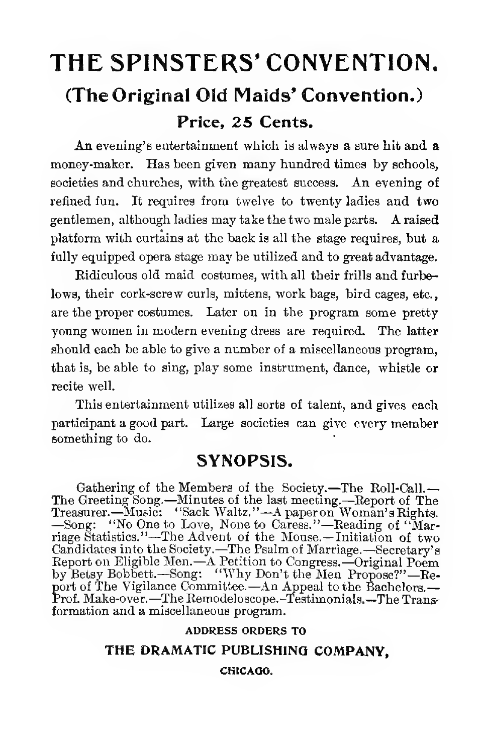# THE SPINSTERS' CONVENTION.

## (The Original Old Maids' Convention.)

### Price, 25 Cents.

An evening's entertainment which is always a sure hit and a money-maker. Has been given many hundred times by schools, societies and churches, with the greatest success. An evening of refined fun. It requires from twelve to twenty ladies and two gentlemen, although ladies may take the two male parts. A raised platform with curtains at the back is all the stage requires, but a fully equipped opera stage may be utilized and to great advantage.

Ridiculous old maid costumes, with all their frills and furbelows, their cork-screw curls, mittens, work bags, bird cages, etc., are the proper costumes. Later on in the program some pretty young women in modern evening dress are required. The latter should each be able to give a number of a miscellaneous program, that is, be able to sing, play some instrument, dance, whistle or recite well.

This entertainment utilizes all sorts of talent, and gives each participant a good part. Large societies can give every member something to do.

## SYNOPSIS.

Gathering of the Members of the Society.—The Roll-Call.—The Greeting Song.—Minutes of the last meeting.—Report of The Treasurer.—Music: "Sack Waltz."—A paper on Woman's Rights.—Song: "No One to Love, None to Caress."—Reading of "Marriage Statistics."—The Advent of the Mouse.—Initiation of two Candidates into the Society.—The Psalm of Marriage.—Secretary's Report on Eligible Men.—A Petition to Congress.—Original Poem by Betsy Bobbett.—Song: "Why Don't the Men Propose?"—Report of The Vigilance Committee.—An Appeal to the Bachelors.—Prof. Make-over.—The Remodeloscope.—Testimonials.—The Transformation and a miscellaneous program.

ADDRESS ORDERS TO

**THE DRAMATIC PUBLISHING COMPANY,**

CHICAGO.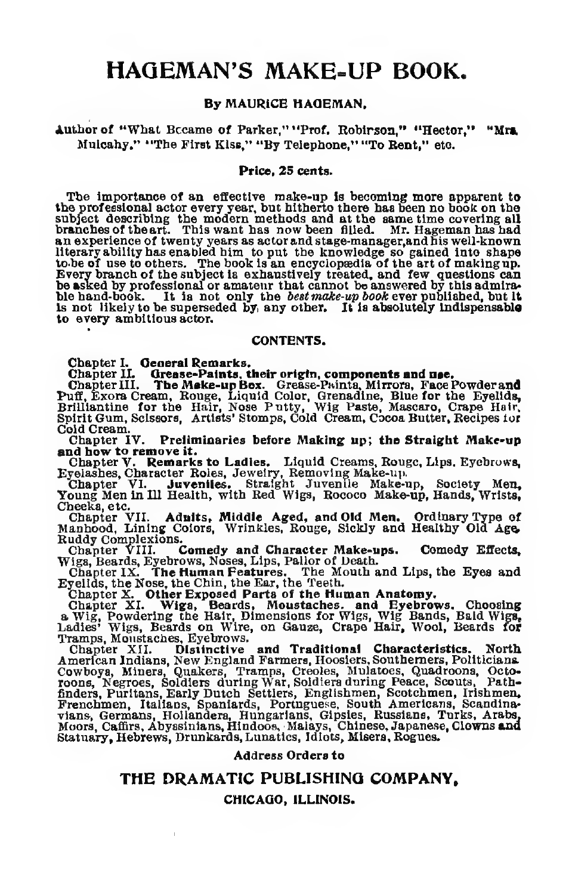# HAGEMAN'S MAKE-UP BOOK.

### By MAURICE HAGEMAN,

Author of "What Became of Parker," "Prof. Robinson," "Hector," "Mrs. Mulcahy," "The First Kiss," "By Telephone," "To Rent," etc.

**Price, 25 cents.**

The importance of an effective make-up is becoming more apparent to the professional actor every year, but hitherto there has been no book on the subject describing the modern methods and at the same time covering all branches of the art. This want has now been filled. Mr. Hageman has had an experience of twenty years as actor and stage-manager, and his well-known literary ability has enabled him to put the knowledge so gained into shape to be of use to others. The book is an encyclopædia of the art of making up. Every branch of the subject is exhaustively treated, and few questions can be asked by professional or amateur that cannot be answered by this admirable hand-book. It is not only the *best make-up book* ever published, but it is not likely to be superseded by any other. It is absolutely indispensable to every ambitious actor.

### CONTENTS.

Chapter I. **General Remarks.**

Chapter II. **Grease-Paints, their origin, components and use.**

Chapter III. **The Make-up Box.** Grease-Paints, Mirrors, Face Powder and Puff, Exora Cream, Rouge, Liquid Color, Grenadine, Blue for the Eyelids, Brilliantine for the Hair, Nose Putty, Wig Paste, Mascaro, Crape Hair, Spirit Gum, Scissors, Artists' Stomps, Cold Cream, Cocoa Butter, Recipes for Cold Cream.

Chapter IV. **Preliminaries before Making up; the Straight Make-up and how to remove it.**

Chapter V. **Remarks to Ladies.** Liquid Creams, Rouge, Lips, Eyebrows, Eyelashes, Character Roles, Jewelry, Removing Make-up.

Chapter VI. **Juveniles.** Straight Juvenile Make-up, Society Men, Young Men in Ill Health, with Red Wigs, Rococo Make-up, Hands, Wrists, Cheeks, etc.

Chapter VII. **Adults, Middle Aged, and Old Men.** Ordinary Type of Manhood, Lining Colors, Wrinkles, Rouge, Sickly and Healthy Old Age, Ruddy Complexions.

Chapter VIII. **Comedy and Character Make-ups.** Comedy Effects, Wigs, Beards, Eyebrows, Noses, Lips, Pallor of Death.

Chapter IX. **The Human Features.** The Mouth and Lips, the Eyes and Eyelids, the Nose, the Chin, the Ear, the Teeth.

Chapter X. **Other Exposed Parts of the Human Anatomy.**

Chapter XI. **Wigs, Beards, Moustaches, and Eyebrows.** Choosing a Wig, Powdering the Hair, Dimensions for Wigs, Wig Bands, Bald Wigs, Ladies' Wigs, Beards on Wire, on Gauze, Crape Hair, Wool, Beards for Tramps, Moustaches, Eyebrows.

Chapter XII. **Distinctive and Traditional Characteristics.** North American Indians, New England Farmers, Hoosiers, Southerners, Politicians, Cowboys, Miners, Quakers, Tramps, Creoles, Mulatoes, Quadroons, Octoroons, Negroes, Soldiers during War, Soldiers during Peace, Scouts, Pathfinders, Puritans, Early Dutch Settlers, Englishmen, Scotchmen, Irishmen, Frenchmen, Italians, Spaniards, Portuguese, South Americans, Scandinavians, Germans, Hollanders, Hungarians, Gipsies, Russians, Turks, Arabs, Moors, Caffirs, Abyssinians, Hindoos, Malays, Chinese, Japanese, Clowns and Statuary, Hebrews, Drunkards, Lunatics, Idiots, Misers, Rogues.

Address Orders to

## THE DRAMATIC PUBLISHING COMPANY,

### CHICAGO, ILLINOIS.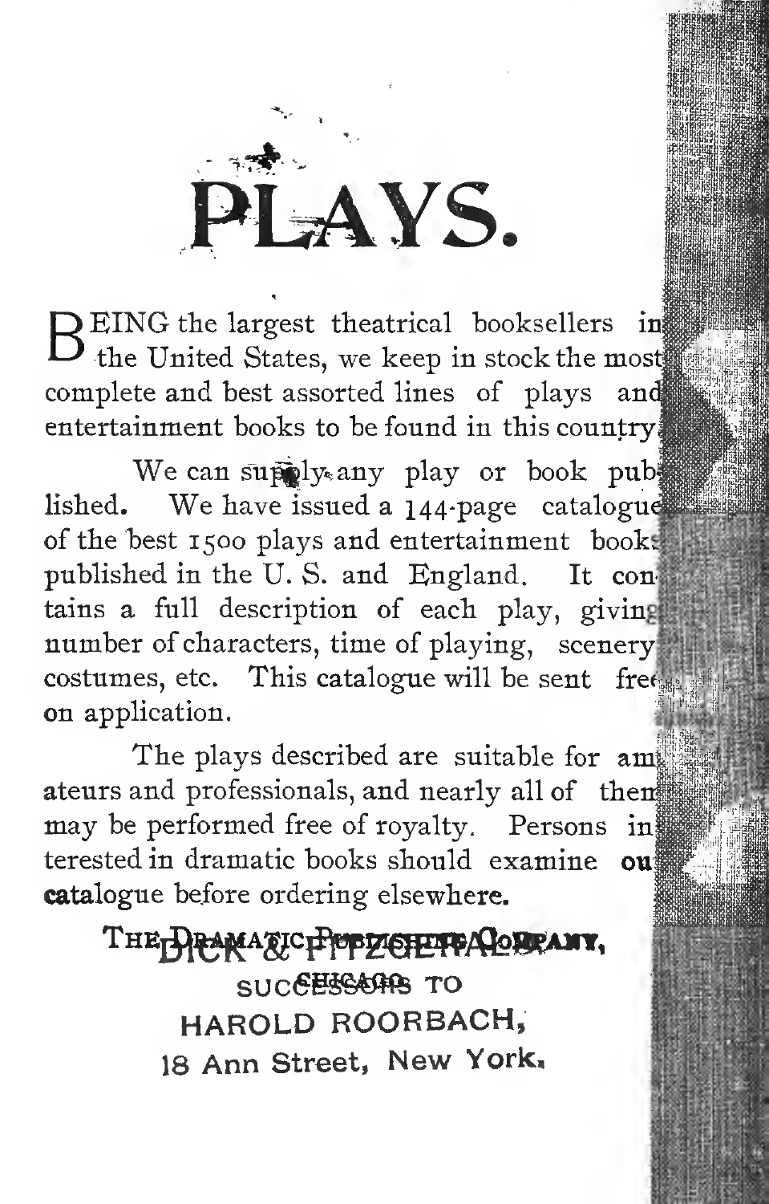# PLAYS.

BEING the largest theatrical booksellers in the United States, we keep in stock the most complete and best assorted lines of plays and entertainment books to be found in this country.

We can supply any play or book published. We have issued a 144-page catalogue of the best 1500 plays and entertainment books published in the U. S. and England. It contains a full description of each play, giving number of characters, time of playing, scenery, costumes, etc. This catalogue will be sent free on application.

The plays described are suitable for amateurs and professionals, and nearly all of them may be performed free of royalty. Persons interested in dramatic books should examine our catalogue before ordering elsewhere.

THE DRAMATIC PUBLISHING COMPANY,
CHICAGO.

DICK & FITZGERALD,
SUCCESSORS TO
HAROLD ROORBACH,
18 Ann Street, New York.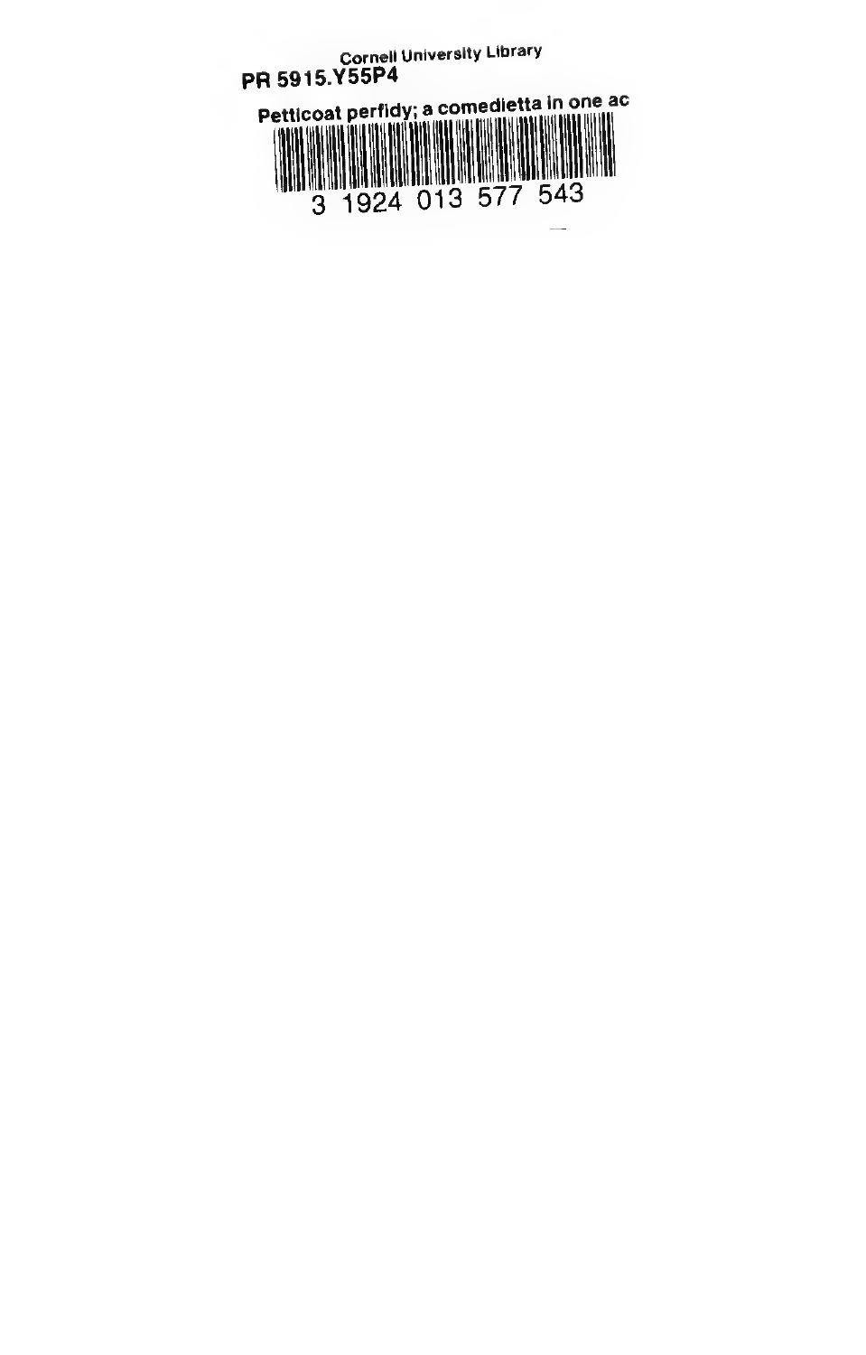Cornell University Library

PR 5915.Y55P4

Petticoat perfidy; a comedietta in one ac

3 1924 013 577 543